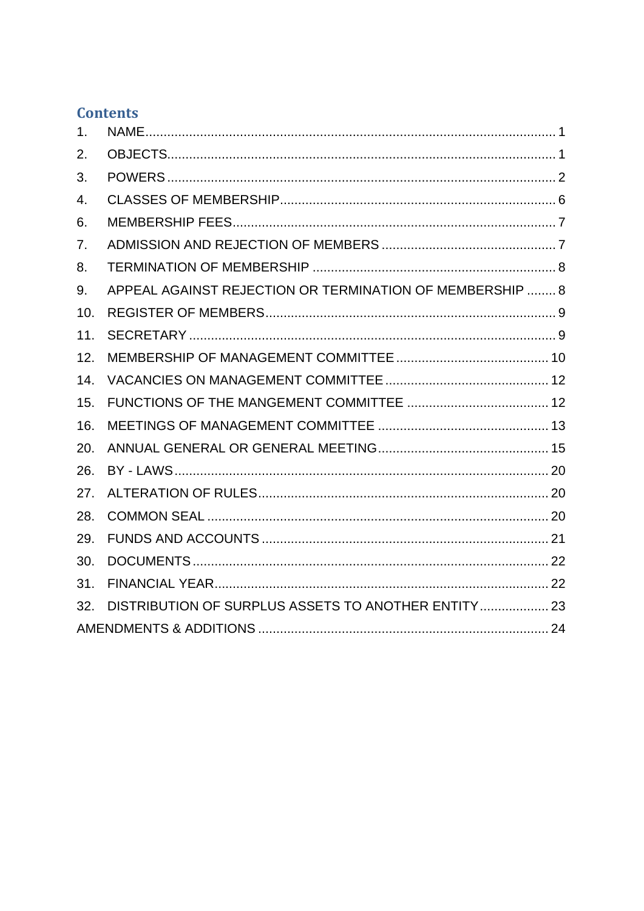# Contents

1. NAME .......... 1
2. OBJECTS .......... 1
3. POWERS .......... 2
4. CLASSES OF MEMBERSHIP .......... 6
6. MEMBERSHIP FEES .......... 7
7. ADMISSION AND REJECTION OF MEMBERS .......... 7
8. TERMINATION OF MEMBERSHIP .......... 8
9. APPEAL AGAINST REJECTION OR TERMINATION OF MEMBERSHIP .......... 8
10. REGISTER OF MEMBERS .......... 9
11. SECRETARY .......... 9
12. MEMBERSHIP OF MANAGEMENT COMMITTEE .......... 10
14. VACANCIES ON MANAGEMENT COMMITTEE .......... 12
15. FUNCTIONS OF THE MANGEMENT COMMITTEE .......... 12
16. MEETINGS OF MANAGEMENT COMMITTEE .......... 13
20. ANNUAL GENERAL OR GENERAL MEETING .......... 15
26. BY - LAWS .......... 20
27. ALTERATION OF RULES .......... 20
28. COMMON SEAL .......... 20
29. FUNDS AND ACCOUNTS .......... 21
30. DOCUMENTS .......... 22
31. FINANCIAL YEAR .......... 22
32. DISTRIBUTION OF SURPLUS ASSETS TO ANOTHER ENTITY .......... 23

AMENDMENTS & ADDITIONS .......... 24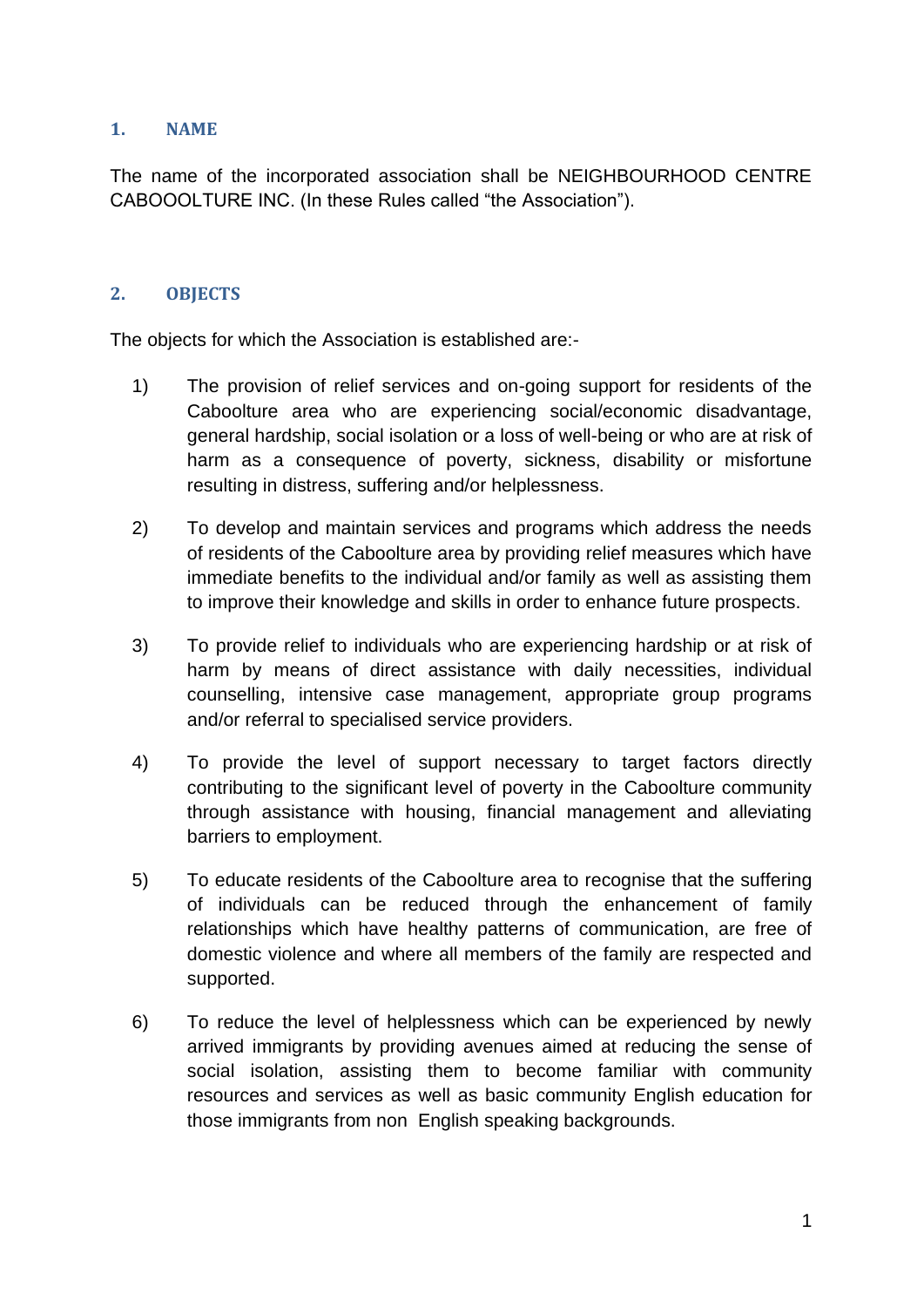## 1. NAME

The name of the incorporated association shall be NEIGHBOURHOOD CENTRE CABOOOLTURE INC. (In these Rules called "the Association").

## 2. OBJECTS

The objects for which the Association is established are:-

1) The provision of relief services and on-going support for residents of the Caboolture area who are experiencing social/economic disadvantage, general hardship, social isolation or a loss of well-being or who are at risk of harm as a consequence of poverty, sickness, disability or misfortune resulting in distress, suffering and/or helplessness.

2) To develop and maintain services and programs which address the needs of residents of the Caboolture area by providing relief measures which have immediate benefits to the individual and/or family as well as assisting them to improve their knowledge and skills in order to enhance future prospects.

3) To provide relief to individuals who are experiencing hardship or at risk of harm by means of direct assistance with daily necessities, individual counselling, intensive case management, appropriate group programs and/or referral to specialised service providers.

4) To provide the level of support necessary to target factors directly contributing to the significant level of poverty in the Caboolture community through assistance with housing, financial management and alleviating barriers to employment.

5) To educate residents of the Caboolture area to recognise that the suffering of individuals can be reduced through the enhancement of family relationships which have healthy patterns of communication, are free of domestic violence and where all members of the family are respected and supported.

6) To reduce the level of helplessness which can be experienced by newly arrived immigrants by providing avenues aimed at reducing the sense of social isolation, assisting them to become familiar with community resources and services as well as basic community English education for those immigrants from non English speaking backgrounds.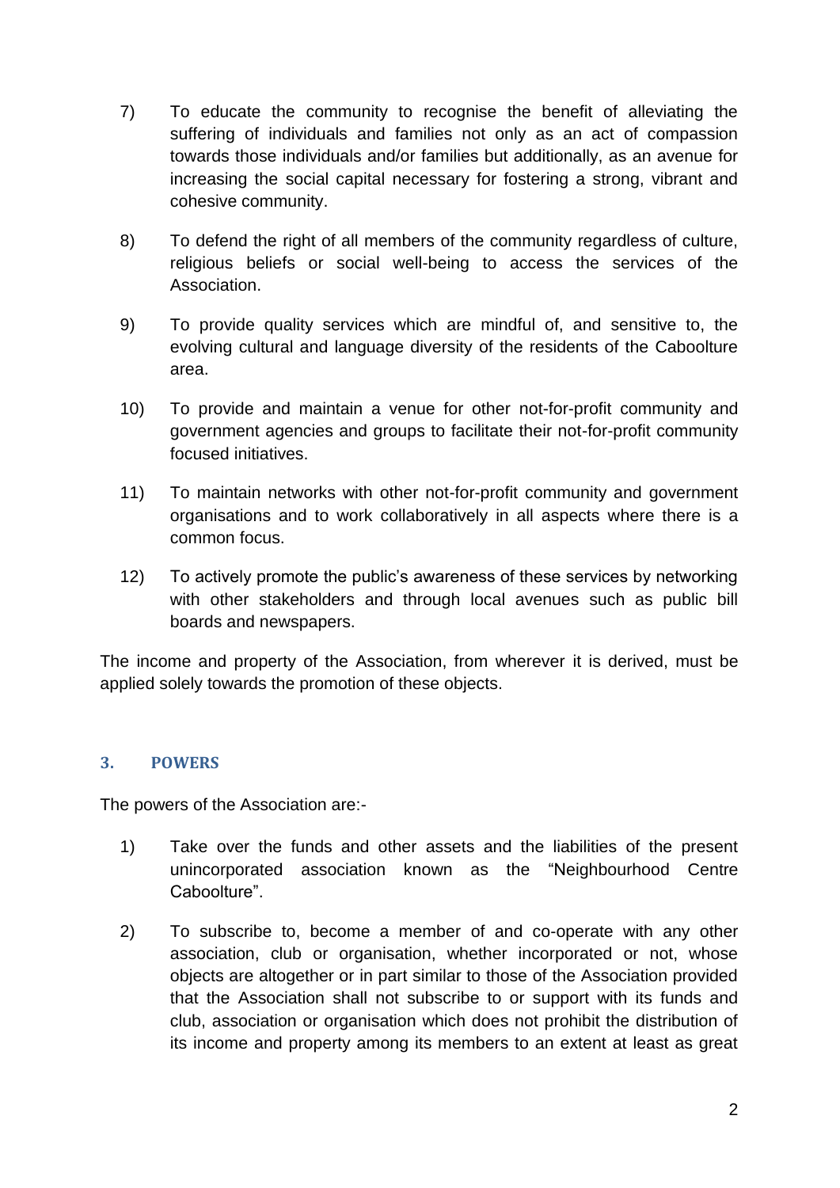7) To educate the community to recognise the benefit of alleviating the suffering of individuals and families not only as an act of compassion towards those individuals and/or families but additionally, as an avenue for increasing the social capital necessary for fostering a strong, vibrant and cohesive community.

8) To defend the right of all members of the community regardless of culture, religious beliefs or social well-being to access the services of the Association.

9) To provide quality services which are mindful of, and sensitive to, the evolving cultural and language diversity of the residents of the Caboolture area.

10) To provide and maintain a venue for other not-for-profit community and government agencies and groups to facilitate their not-for-profit community focused initiatives.

11) To maintain networks with other not-for-profit community and government organisations and to work collaboratively in all aspects where there is a common focus.

12) To actively promote the public's awareness of these services by networking with other stakeholders and through local avenues such as public bill boards and newspapers.

The income and property of the Association, from wherever it is derived, must be applied solely towards the promotion of these objects.

### 3. POWERS

The powers of the Association are:-

1) Take over the funds and other assets and the liabilities of the present unincorporated association known as the "Neighbourhood Centre Caboolture".

2) To subscribe to, become a member of and co-operate with any other association, club or organisation, whether incorporated or not, whose objects are altogether or in part similar to those of the Association provided that the Association shall not subscribe to or support with its funds and club, association or organisation which does not prohibit the distribution of its income and property among its members to an extent at least as great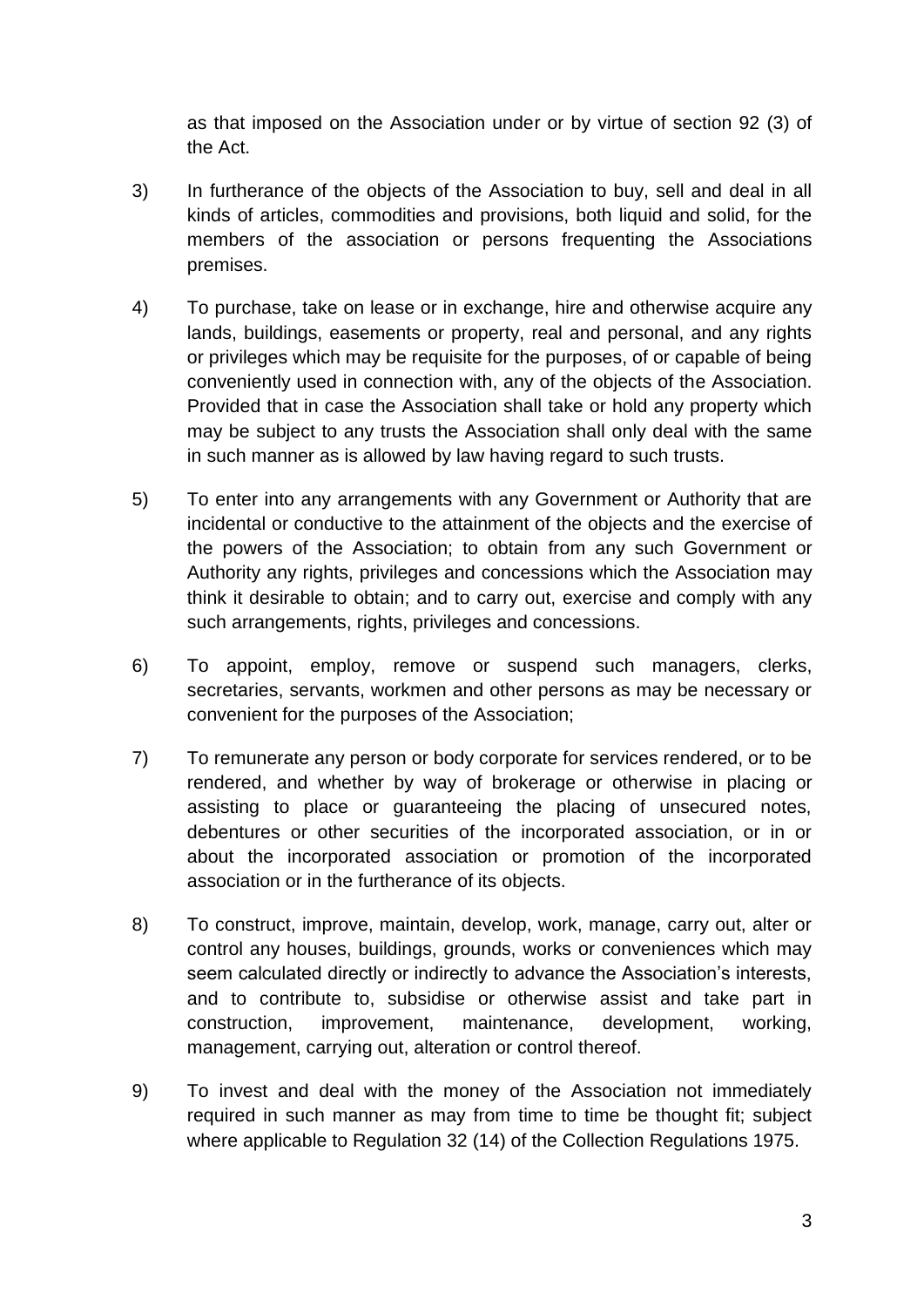as that imposed on the Association under or by virtue of section 92 (3) of the Act.

3) In furtherance of the objects of the Association to buy, sell and deal in all kinds of articles, commodities and provisions, both liquid and solid, for the members of the association or persons frequenting the Associations premises.

4) To purchase, take on lease or in exchange, hire and otherwise acquire any lands, buildings, easements or property, real and personal, and any rights or privileges which may be requisite for the purposes, of or capable of being conveniently used in connection with, any of the objects of the Association. Provided that in case the Association shall take or hold any property which may be subject to any trusts the Association shall only deal with the same in such manner as is allowed by law having regard to such trusts.

5) To enter into any arrangements with any Government or Authority that are incidental or conductive to the attainment of the objects and the exercise of the powers of the Association; to obtain from any such Government or Authority any rights, privileges and concessions which the Association may think it desirable to obtain; and to carry out, exercise and comply with any such arrangements, rights, privileges and concessions.

6) To appoint, employ, remove or suspend such managers, clerks, secretaries, servants, workmen and other persons as may be necessary or convenient for the purposes of the Association;

7) To remunerate any person or body corporate for services rendered, or to be rendered, and whether by way of brokerage or otherwise in placing or assisting to place or guaranteeing the placing of unsecured notes, debentures or other securities of the incorporated association, or in or about the incorporated association or promotion of the incorporated association or in the furtherance of its objects.

8) To construct, improve, maintain, develop, work, manage, carry out, alter or control any houses, buildings, grounds, works or conveniences which may seem calculated directly or indirectly to advance the Association's interests, and to contribute to, subsidise or otherwise assist and take part in construction, improvement, maintenance, development, working, management, carrying out, alteration or control thereof.

9) To invest and deal with the money of the Association not immediately required in such manner as may from time to time be thought fit; subject where applicable to Regulation 32 (14) of the Collection Regulations 1975.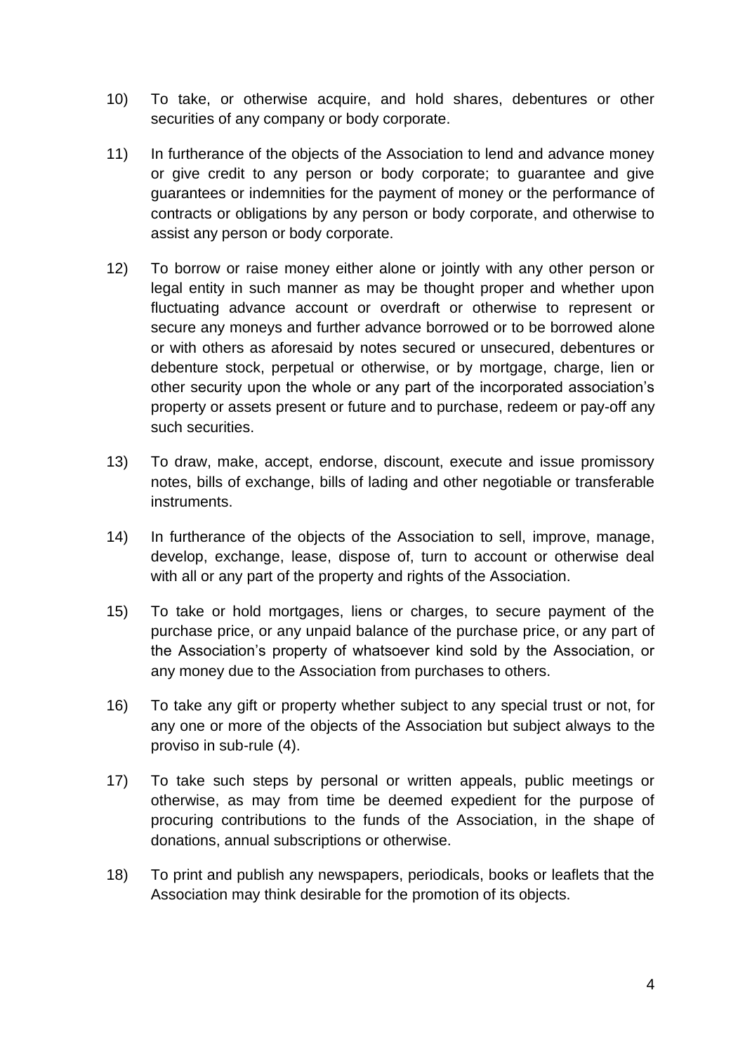10) To take, or otherwise acquire, and hold shares, debentures or other securities of any company or body corporate.

11) In furtherance of the objects of the Association to lend and advance money or give credit to any person or body corporate; to guarantee and give guarantees or indemnities for the payment of money or the performance of contracts or obligations by any person or body corporate, and otherwise to assist any person or body corporate.

12) To borrow or raise money either alone or jointly with any other person or legal entity in such manner as may be thought proper and whether upon fluctuating advance account or overdraft or otherwise to represent or secure any moneys and further advance borrowed or to be borrowed alone or with others as aforesaid by notes secured or unsecured, debentures or debenture stock, perpetual or otherwise, or by mortgage, charge, lien or other security upon the whole or any part of the incorporated association's property or assets present or future and to purchase, redeem or pay-off any such securities.

13) To draw, make, accept, endorse, discount, execute and issue promissory notes, bills of exchange, bills of lading and other negotiable or transferable instruments.

14) In furtherance of the objects of the Association to sell, improve, manage, develop, exchange, lease, dispose of, turn to account or otherwise deal with all or any part of the property and rights of the Association.

15) To take or hold mortgages, liens or charges, to secure payment of the purchase price, or any unpaid balance of the purchase price, or any part of the Association's property of whatsoever kind sold by the Association, or any money due to the Association from purchases to others.

16) To take any gift or property whether subject to any special trust or not, for any one or more of the objects of the Association but subject always to the proviso in sub-rule (4).

17) To take such steps by personal or written appeals, public meetings or otherwise, as may from time be deemed expedient for the purpose of procuring contributions to the funds of the Association, in the shape of donations, annual subscriptions or otherwise.

18) To print and publish any newspapers, periodicals, books or leaflets that the Association may think desirable for the promotion of its objects.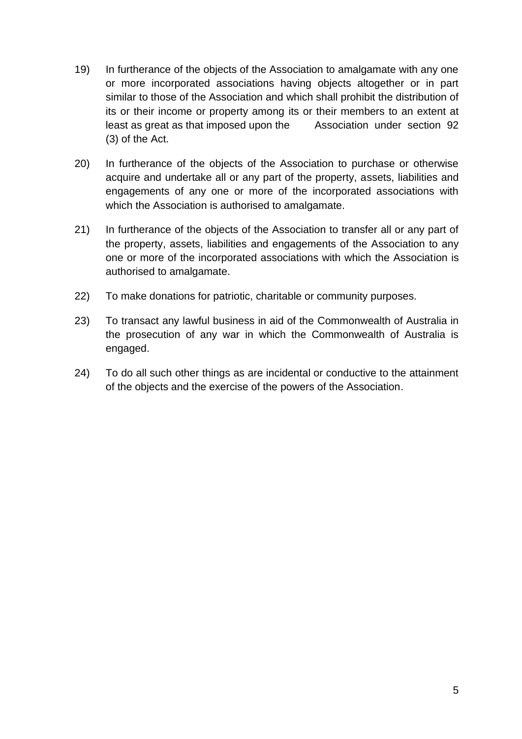19) In furtherance of the objects of the Association to amalgamate with any one or more incorporated associations having objects altogether or in part similar to those of the Association and which shall prohibit the distribution of its or their income or property among its or their members to an extent at least as great as that imposed upon the Association under section 92 (3) of the Act.

20) In furtherance of the objects of the Association to purchase or otherwise acquire and undertake all or any part of the property, assets, liabilities and engagements of any one or more of the incorporated associations with which the Association is authorised to amalgamate.

21) In furtherance of the objects of the Association to transfer all or any part of the property, assets, liabilities and engagements of the Association to any one or more of the incorporated associations with which the Association is authorised to amalgamate.

22) To make donations for patriotic, charitable or community purposes.

23) To transact any lawful business in aid of the Commonwealth of Australia in the prosecution of any war in which the Commonwealth of Australia is engaged.

24) To do all such other things as are incidental or conductive to the attainment of the objects and the exercise of the powers of the Association.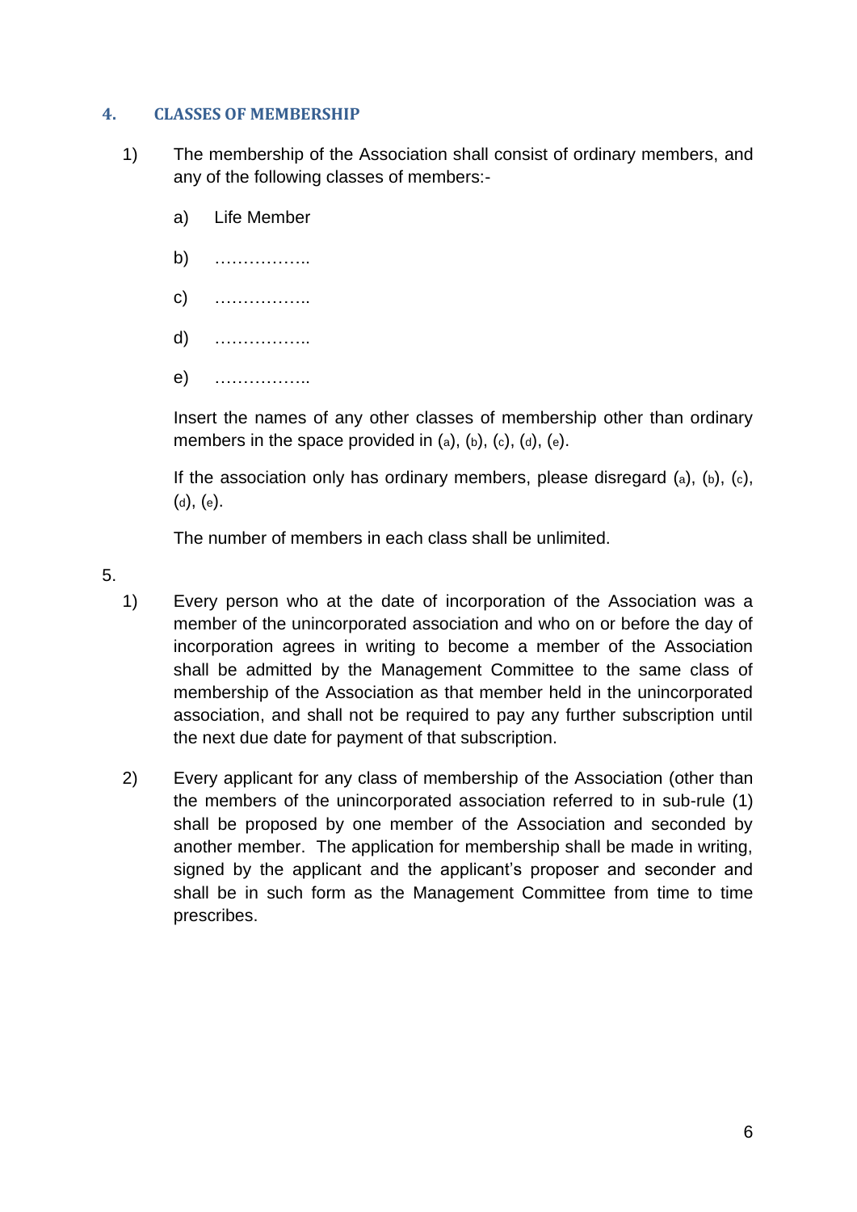## 4. CLASSES OF MEMBERSHIP

1) The membership of the Association shall consist of ordinary members, and any of the following classes of members:-

   a) Life Member

   b) ……………..

   c) ……………..

   d) ……………..

   e) ……………..

   Insert the names of any other classes of membership other than ordinary members in the space provided in (a), (b), (c), (d), (e).

   If the association only has ordinary members, please disregard (a), (b), (c), (d), (e).

   The number of members in each class shall be unlimited.

5.

1) Every person who at the date of incorporation of the Association was a member of the unincorporated association and who on or before the day of incorporation agrees in writing to become a member of the Association shall be admitted by the Management Committee to the same class of membership of the Association as that member held in the unincorporated association, and shall not be required to pay any further subscription until the next due date for payment of that subscription.

2) Every applicant for any class of membership of the Association (other than the members of the unincorporated association referred to in sub-rule (1) shall be proposed by one member of the Association and seconded by another member. The application for membership shall be made in writing, signed by the applicant and the applicant's proposer and seconder and shall be in such form as the Management Committee from time to time prescribes.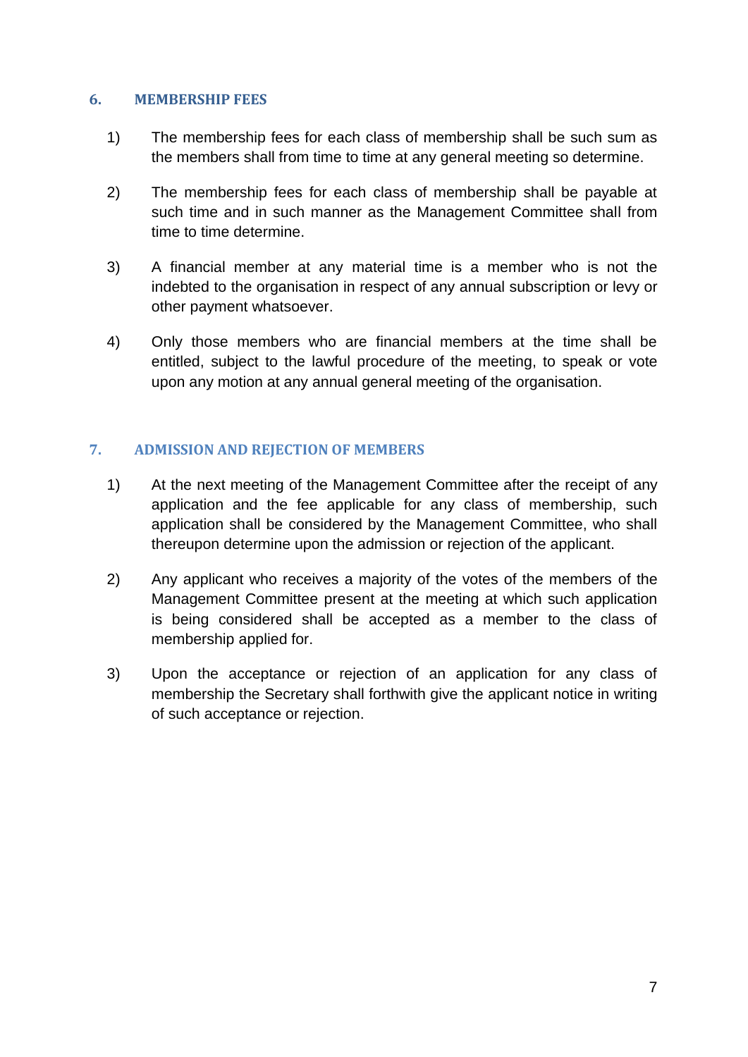## 6. MEMBERSHIP FEES

1) The membership fees for each class of membership shall be such sum as the members shall from time to time at any general meeting so determine.

2) The membership fees for each class of membership shall be payable at such time and in such manner as the Management Committee shall from time to time determine.

3) A financial member at any material time is a member who is not the indebted to the organisation in respect of any annual subscription or levy or other payment whatsoever.

4) Only those members who are financial members at the time shall be entitled, subject to the lawful procedure of the meeting, to speak or vote upon any motion at any annual general meeting of the organisation.

## 7. ADMISSION AND REJECTION OF MEMBERS

1) At the next meeting of the Management Committee after the receipt of any application and the fee applicable for any class of membership, such application shall be considered by the Management Committee, who shall thereupon determine upon the admission or rejection of the applicant.

2) Any applicant who receives a majority of the votes of the members of the Management Committee present at the meeting at which such application is being considered shall be accepted as a member to the class of membership applied for.

3) Upon the acceptance or rejection of an application for any class of membership the Secretary shall forthwith give the applicant notice in writing of such acceptance or rejection.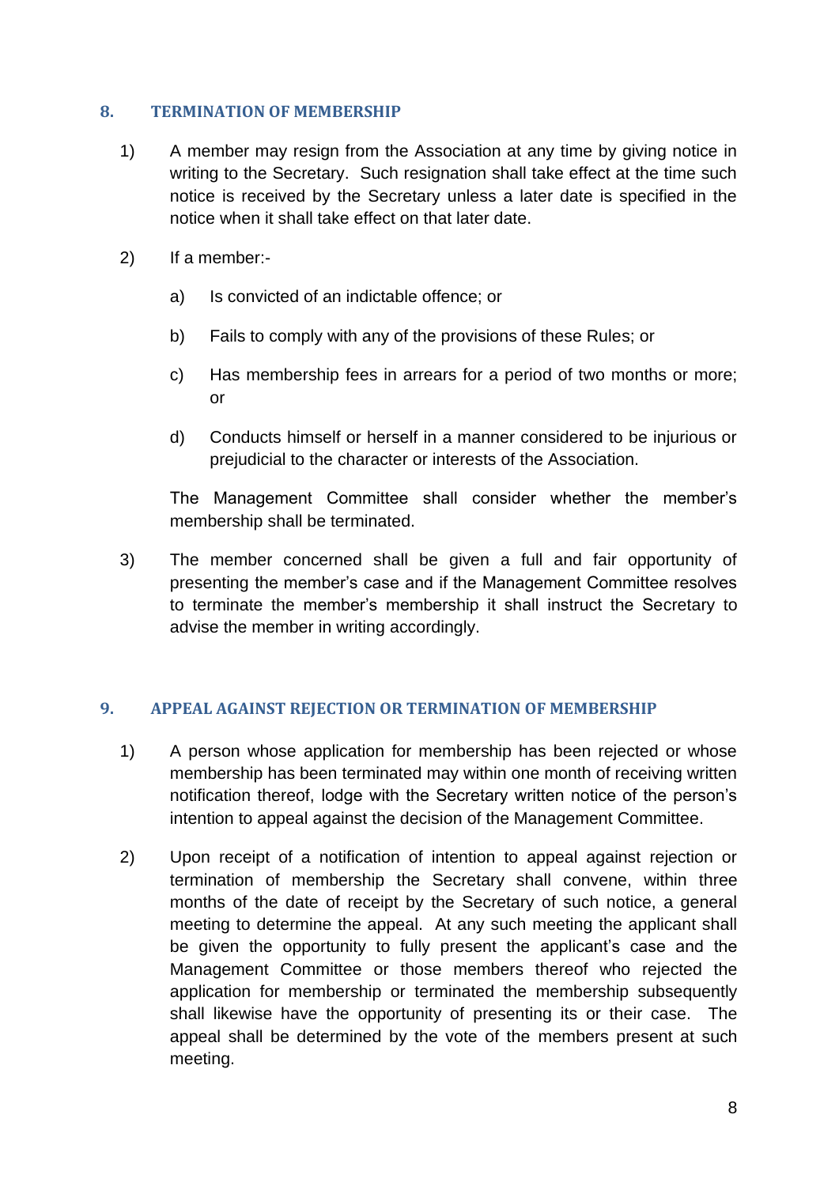## 8. TERMINATION OF MEMBERSHIP

1) A member may resign from the Association at any time by giving notice in writing to the Secretary. Such resignation shall take effect at the time such notice is received by the Secretary unless a later date is specified in the notice when it shall take effect on that later date.

2) If a member:-

   a) Is convicted of an indictable offence; or

   b) Fails to comply with any of the provisions of these Rules; or

   c) Has membership fees in arrears for a period of two months or more; or

   d) Conducts himself or herself in a manner considered to be injurious or prejudicial to the character or interests of the Association.

   The Management Committee shall consider whether the member's membership shall be terminated.

3) The member concerned shall be given a full and fair opportunity of presenting the member's case and if the Management Committee resolves to terminate the member's membership it shall instruct the Secretary to advise the member in writing accordingly.

## 9. APPEAL AGAINST REJECTION OR TERMINATION OF MEMBERSHIP

1) A person whose application for membership has been rejected or whose membership has been terminated may within one month of receiving written notification thereof, lodge with the Secretary written notice of the person's intention to appeal against the decision of the Management Committee.

2) Upon receipt of a notification of intention to appeal against rejection or termination of membership the Secretary shall convene, within three months of the date of receipt by the Secretary of such notice, a general meeting to determine the appeal. At any such meeting the applicant shall be given the opportunity to fully present the applicant's case and the Management Committee or those members thereof who rejected the application for membership or terminated the membership subsequently shall likewise have the opportunity of presenting its or their case. The appeal shall be determined by the vote of the members present at such meeting.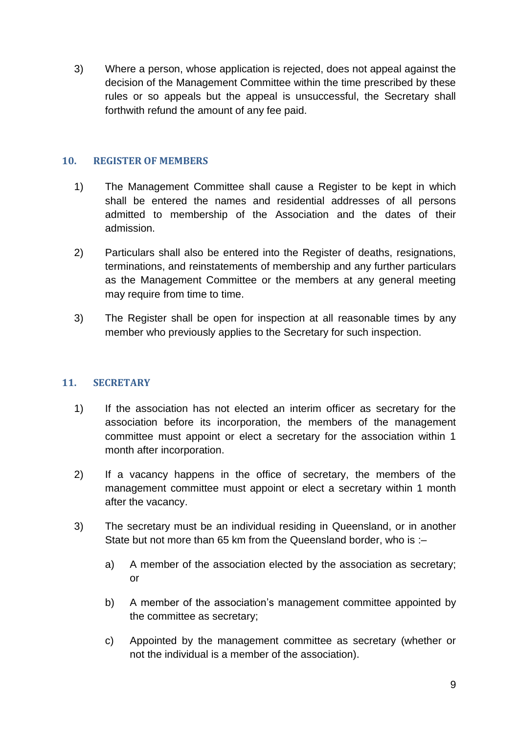3) Where a person, whose application is rejected, does not appeal against the decision of the Management Committee within the time prescribed by these rules or so appeals but the appeal is unsuccessful, the Secretary shall forthwith refund the amount of any fee paid.

## 10. REGISTER OF MEMBERS

1) The Management Committee shall cause a Register to be kept in which shall be entered the names and residential addresses of all persons admitted to membership of the Association and the dates of their admission.

2) Particulars shall also be entered into the Register of deaths, resignations, terminations, and reinstatements of membership and any further particulars as the Management Committee or the members at any general meeting may require from time to time.

3) The Register shall be open for inspection at all reasonable times by any member who previously applies to the Secretary for such inspection.

## 11. SECRETARY

1) If the association has not elected an interim officer as secretary for the association before its incorporation, the members of the management committee must appoint or elect a secretary for the association within 1 month after incorporation.

2) If a vacancy happens in the office of secretary, the members of the management committee must appoint or elect a secretary within 1 month after the vacancy.

3) The secretary must be an individual residing in Queensland, or in another State but not more than 65 km from the Queensland border, who is :–

   a) A member of the association elected by the association as secretary; or

   b) A member of the association's management committee appointed by the committee as secretary;

   c) Appointed by the management committee as secretary (whether or not the individual is a member of the association).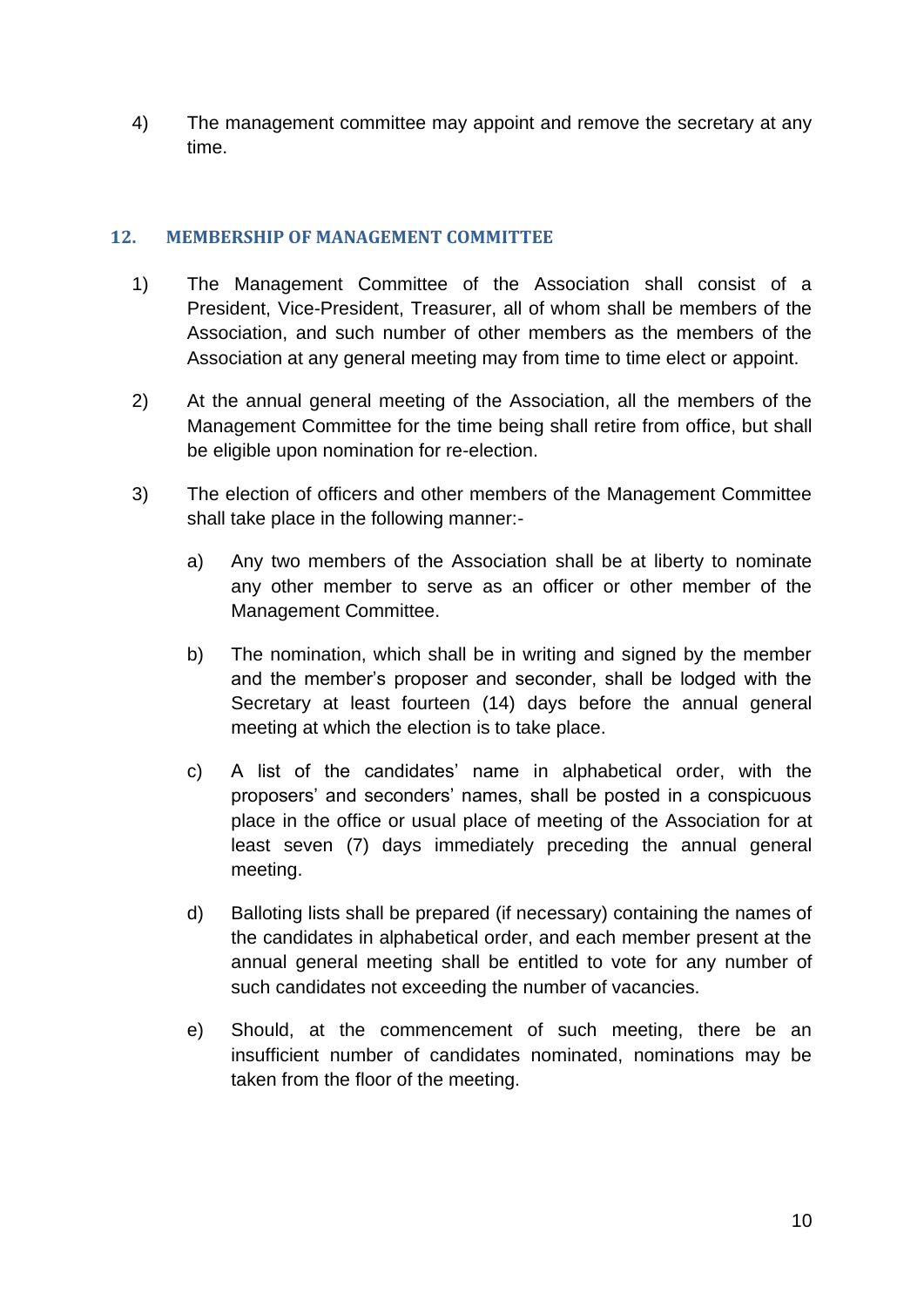4) The management committee may appoint and remove the secretary at any time.

## 12. MEMBERSHIP OF MANAGEMENT COMMITTEE

1) The Management Committee of the Association shall consist of a President, Vice-President, Treasurer, all of whom shall be members of the Association, and such number of other members as the members of the Association at any general meeting may from time to time elect or appoint.

2) At the annual general meeting of the Association, all the members of the Management Committee for the time being shall retire from office, but shall be eligible upon nomination for re-election.

3) The election of officers and other members of the Management Committee shall take place in the following manner:-

   a) Any two members of the Association shall be at liberty to nominate any other member to serve as an officer or other member of the Management Committee.

   b) The nomination, which shall be in writing and signed by the member and the member's proposer and seconder, shall be lodged with the Secretary at least fourteen (14) days before the annual general meeting at which the election is to take place.

   c) A list of the candidates' name in alphabetical order, with the proposers' and seconders' names, shall be posted in a conspicuous place in the office or usual place of meeting of the Association for at least seven (7) days immediately preceding the annual general meeting.

   d) Balloting lists shall be prepared (if necessary) containing the names of the candidates in alphabetical order, and each member present at the annual general meeting shall be entitled to vote for any number of such candidates not exceeding the number of vacancies.

   e) Should, at the commencement of such meeting, there be an insufficient number of candidates nominated, nominations may be taken from the floor of the meeting.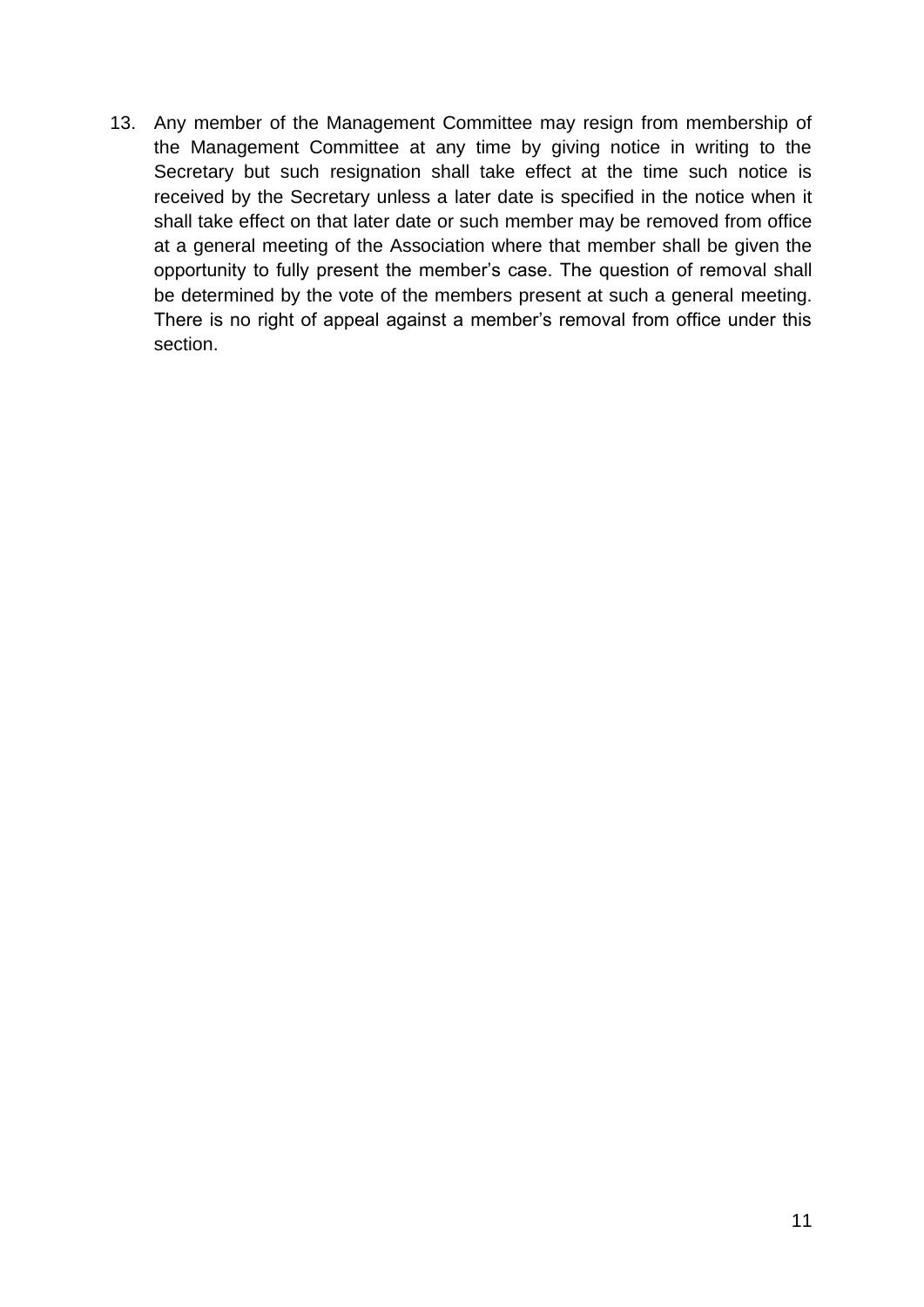13. Any member of the Management Committee may resign from membership of the Management Committee at any time by giving notice in writing to the Secretary but such resignation shall take effect at the time such notice is received by the Secretary unless a later date is specified in the notice when it shall take effect on that later date or such member may be removed from office at a general meeting of the Association where that member shall be given the opportunity to fully present the member's case. The question of removal shall be determined by the vote of the members present at such a general meeting. There is no right of appeal against a member's removal from office under this section.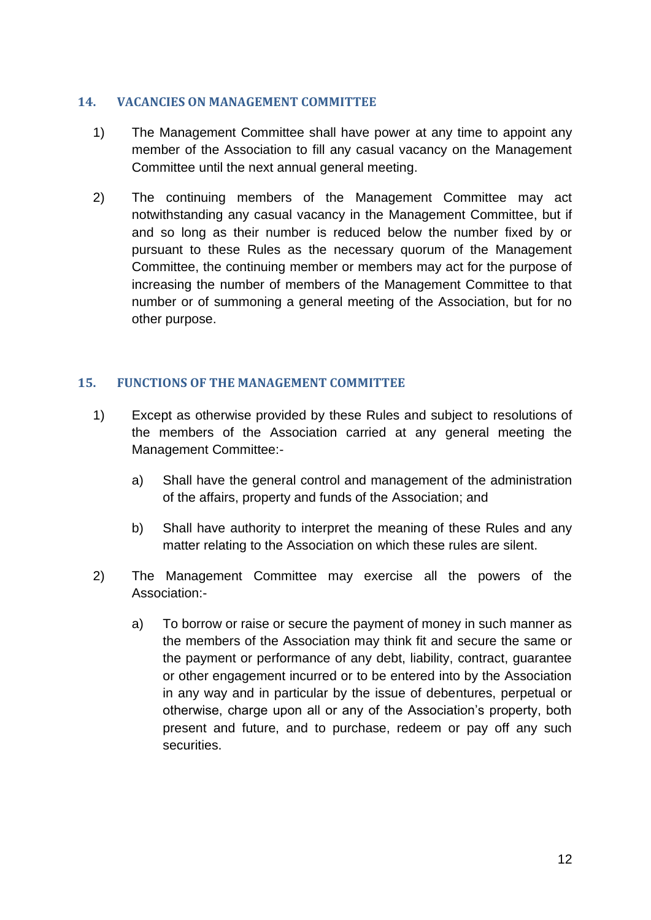## 14. VACANCIES ON MANAGEMENT COMMITTEE

1) The Management Committee shall have power at any time to appoint any member of the Association to fill any casual vacancy on the Management Committee until the next annual general meeting.

2) The continuing members of the Management Committee may act notwithstanding any casual vacancy in the Management Committee, but if and so long as their number is reduced below the number fixed by or pursuant to these Rules as the necessary quorum of the Management Committee, the continuing member or members may act for the purpose of increasing the number of members of the Management Committee to that number or of summoning a general meeting of the Association, but for no other purpose.

## 15. FUNCTIONS OF THE MANAGEMENT COMMITTEE

1) Except as otherwise provided by these Rules and subject to resolutions of the members of the Association carried at any general meeting the Management Committee:-

   a) Shall have the general control and management of the administration of the affairs, property and funds of the Association; and

   b) Shall have authority to interpret the meaning of these Rules and any matter relating to the Association on which these rules are silent.

2) The Management Committee may exercise all the powers of the Association:-

   a) To borrow or raise or secure the payment of money in such manner as the members of the Association may think fit and secure the same or the payment or performance of any debt, liability, contract, guarantee or other engagement incurred or to be entered into by the Association in any way and in particular by the issue of debentures, perpetual or otherwise, charge upon all or any of the Association's property, both present and future, and to purchase, redeem or pay off any such securities.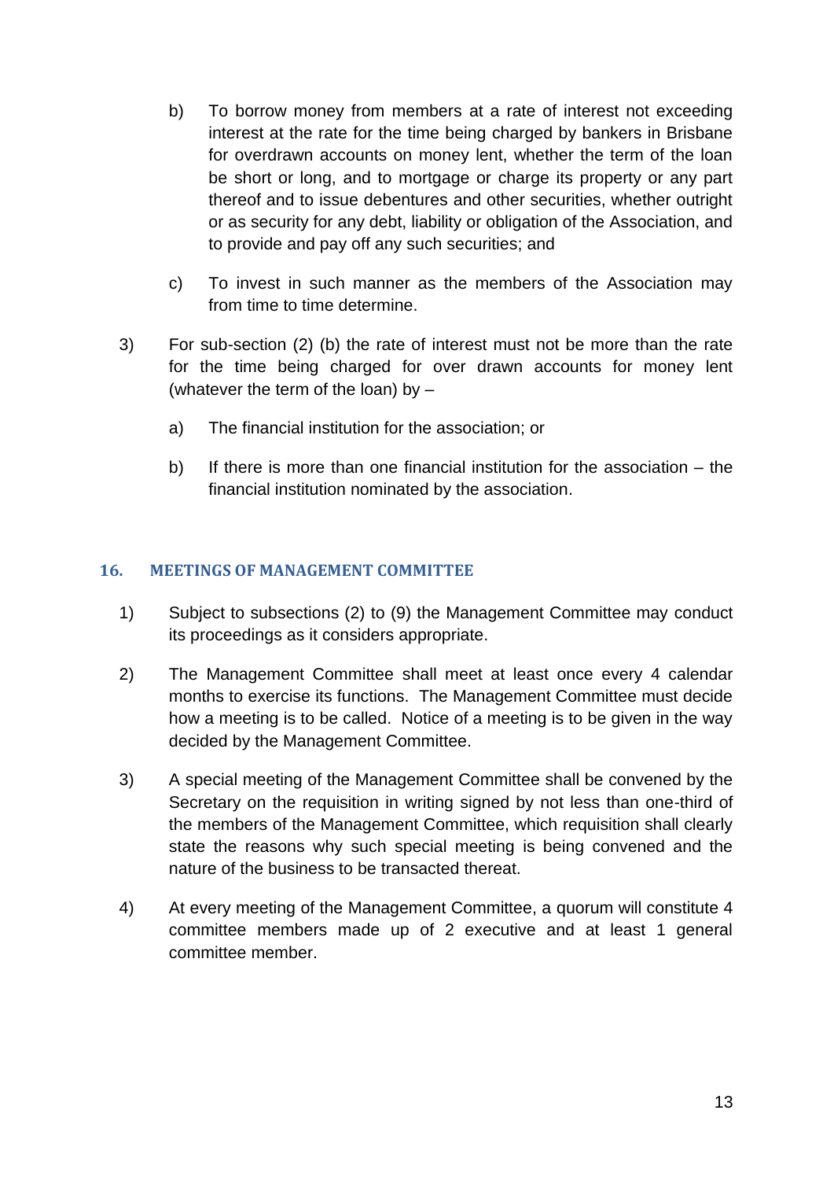b) To borrow money from members at a rate of interest not exceeding interest at the rate for the time being charged by bankers in Brisbane for overdrawn accounts on money lent, whether the term of the loan be short or long, and to mortgage or charge its property or any part thereof and to issue debentures and other securities, whether outright or as security for any debt, liability or obligation of the Association, and to provide and pay off any such securities; and

c) To invest in such manner as the members of the Association may from time to time determine.

3) For sub-section (2) (b) the rate of interest must not be more than the rate for the time being charged for over drawn accounts for money lent (whatever the term of the loan) by –

   a) The financial institution for the association; or

   b) If there is more than one financial institution for the association – the financial institution nominated by the association.

## 16. MEETINGS OF MANAGEMENT COMMITTEE

1) Subject to subsections (2) to (9) the Management Committee may conduct its proceedings as it considers appropriate.

2) The Management Committee shall meet at least once every 4 calendar months to exercise its functions. The Management Committee must decide how a meeting is to be called. Notice of a meeting is to be given in the way decided by the Management Committee.

3) A special meeting of the Management Committee shall be convened by the Secretary on the requisition in writing signed by not less than one-third of the members of the Management Committee, which requisition shall clearly state the reasons why such special meeting is being convened and the nature of the business to be transacted thereat.

4) At every meeting of the Management Committee, a quorum will constitute 4 committee members made up of 2 executive and at least 1 general committee member.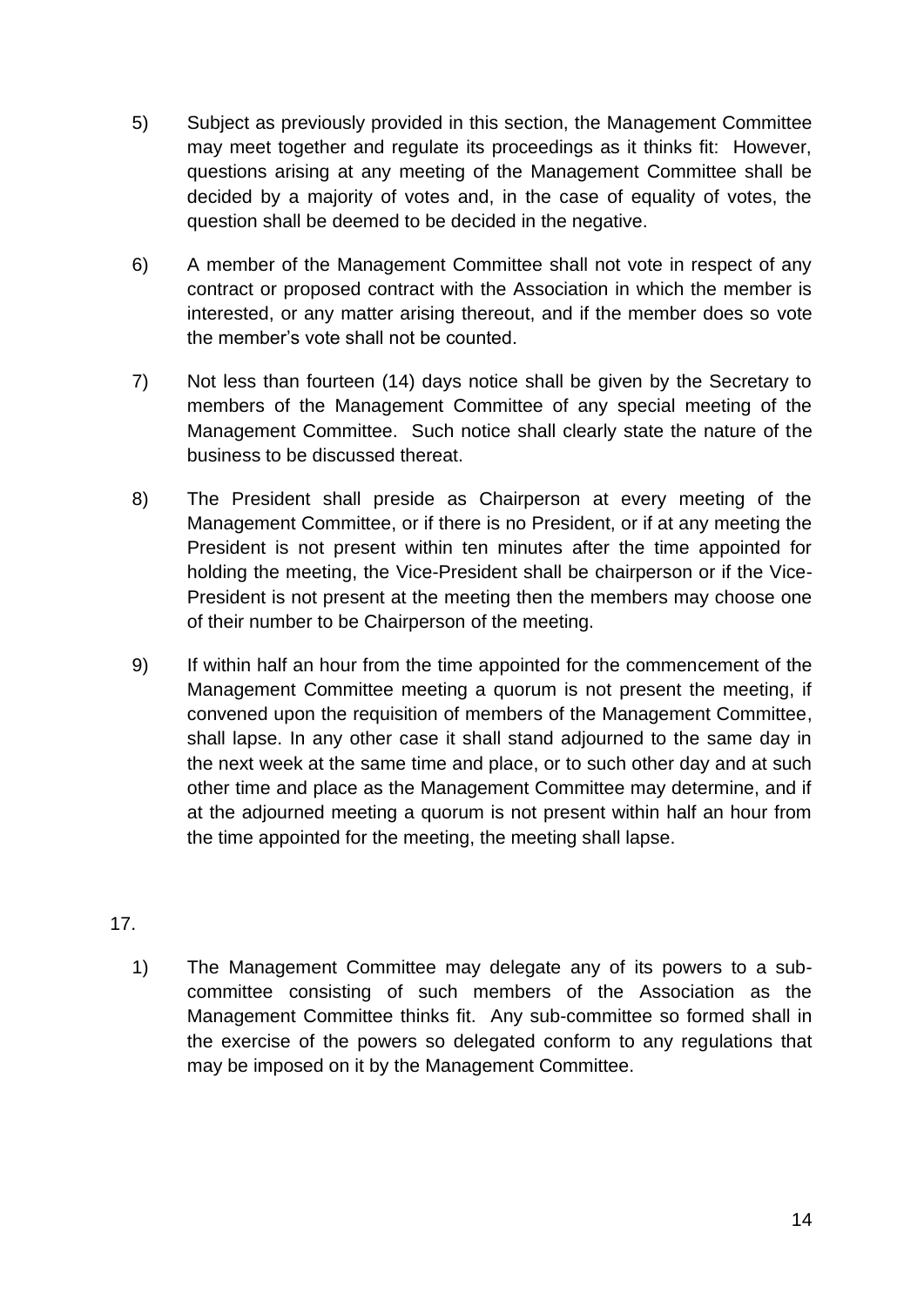5) Subject as previously provided in this section, the Management Committee may meet together and regulate its proceedings as it thinks fit: However, questions arising at any meeting of the Management Committee shall be decided by a majority of votes and, in the case of equality of votes, the question shall be deemed to be decided in the negative.

6) A member of the Management Committee shall not vote in respect of any contract or proposed contract with the Association in which the member is interested, or any matter arising thereout, and if the member does so vote the member's vote shall not be counted.

7) Not less than fourteen (14) days notice shall be given by the Secretary to members of the Management Committee of any special meeting of the Management Committee. Such notice shall clearly state the nature of the business to be discussed thereat.

8) The President shall preside as Chairperson at every meeting of the Management Committee, or if there is no President, or if at any meeting the President is not present within ten minutes after the time appointed for holding the meeting, the Vice-President shall be chairperson or if the Vice-President is not present at the meeting then the members may choose one of their number to be Chairperson of the meeting.

9) If within half an hour from the time appointed for the commencement of the Management Committee meeting a quorum is not present the meeting, if convened upon the requisition of members of the Management Committee, shall lapse. In any other case it shall stand adjourned to the same day in the next week at the same time and place, or to such other day and at such other time and place as the Management Committee may determine, and if at the adjourned meeting a quorum is not present within half an hour from the time appointed for the meeting, the meeting shall lapse.

17.

1) The Management Committee may delegate any of its powers to a sub-committee consisting of such members of the Association as the Management Committee thinks fit. Any sub-committee so formed shall in the exercise of the powers so delegated conform to any regulations that may be imposed on it by the Management Committee.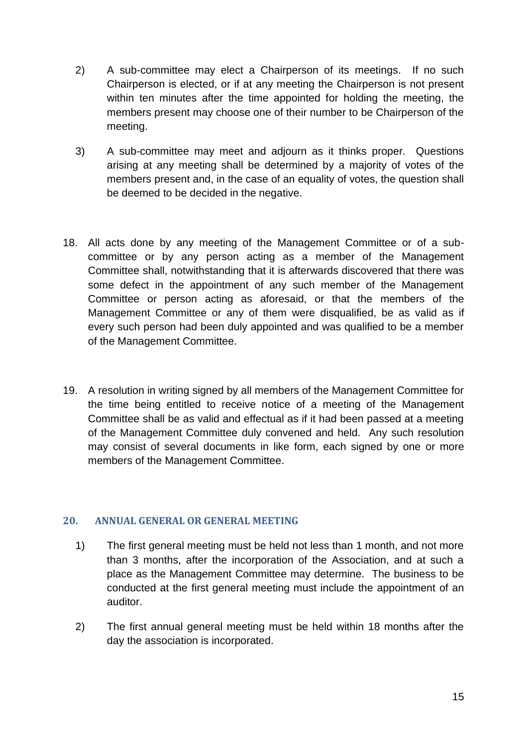2) A sub-committee may elect a Chairperson of its meetings. If no such Chairperson is elected, or if at any meeting the Chairperson is not present within ten minutes after the time appointed for holding the meeting, the members present may choose one of their number to be Chairperson of the meeting.

3) A sub-committee may meet and adjourn as it thinks proper. Questions arising at any meeting shall be determined by a majority of votes of the members present and, in the case of an equality of votes, the question shall be deemed to be decided in the negative.

18. All acts done by any meeting of the Management Committee or of a sub-committee or by any person acting as a member of the Management Committee shall, notwithstanding that it is afterwards discovered that there was some defect in the appointment of any such member of the Management Committee or person acting as aforesaid, or that the members of the Management Committee or any of them were disqualified, be as valid as if every such person had been duly appointed and was qualified to be a member of the Management Committee.

19. A resolution in writing signed by all members of the Management Committee for the time being entitled to receive notice of a meeting of the Management Committee shall be as valid and effectual as if it had been passed at a meeting of the Management Committee duly convened and held. Any such resolution may consist of several documents in like form, each signed by one or more members of the Management Committee.

## 20. ANNUAL GENERAL OR GENERAL MEETING

1) The first general meeting must be held not less than 1 month, and not more than 3 months, after the incorporation of the Association, and at such a place as the Management Committee may determine. The business to be conducted at the first general meeting must include the appointment of an auditor.

2) The first annual general meeting must be held within 18 months after the day the association is incorporated.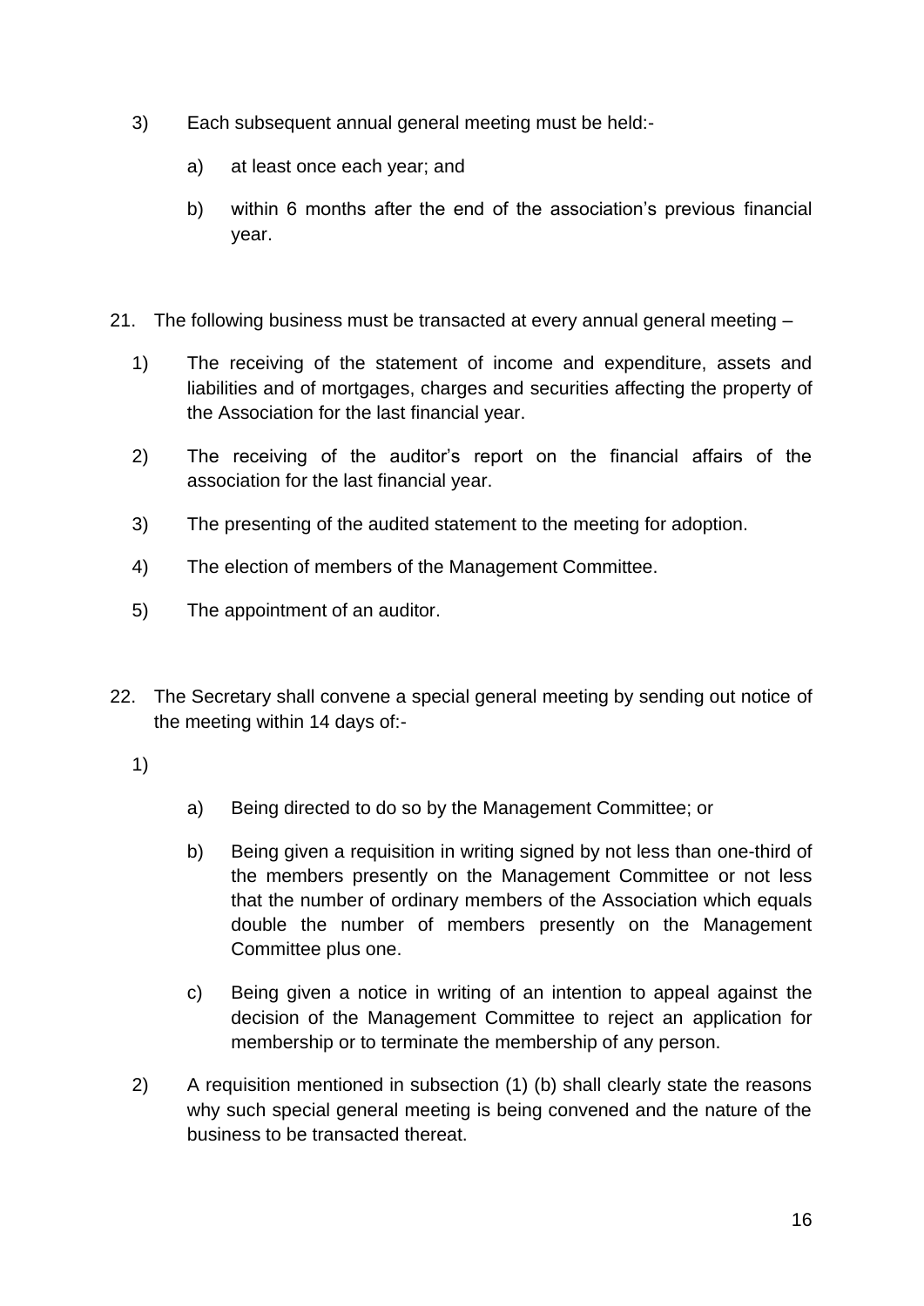3) Each subsequent annual general meeting must be held:-

   a) at least once each year; and

   b) within 6 months after the end of the association's previous financial year.

21. The following business must be transacted at every annual general meeting –

   1) The receiving of the statement of income and expenditure, assets and liabilities and of mortgages, charges and securities affecting the property of the Association for the last financial year.

   2) The receiving of the auditor's report on the financial affairs of the association for the last financial year.

   3) The presenting of the audited statement to the meeting for adoption.

   4) The election of members of the Management Committee.

   5) The appointment of an auditor.

22. The Secretary shall convene a special general meeting by sending out notice of the meeting within 14 days of:-

   1)

      a) Being directed to do so by the Management Committee; or

      b) Being given a requisition in writing signed by not less than one-third of the members presently on the Management Committee or not less that the number of ordinary members of the Association which equals double the number of members presently on the Management Committee plus one.

      c) Being given a notice in writing of an intention to appeal against the decision of the Management Committee to reject an application for membership or to terminate the membership of any person.

   2) A requisition mentioned in subsection (1) (b) shall clearly state the reasons why such special general meeting is being convened and the nature of the business to be transacted thereat.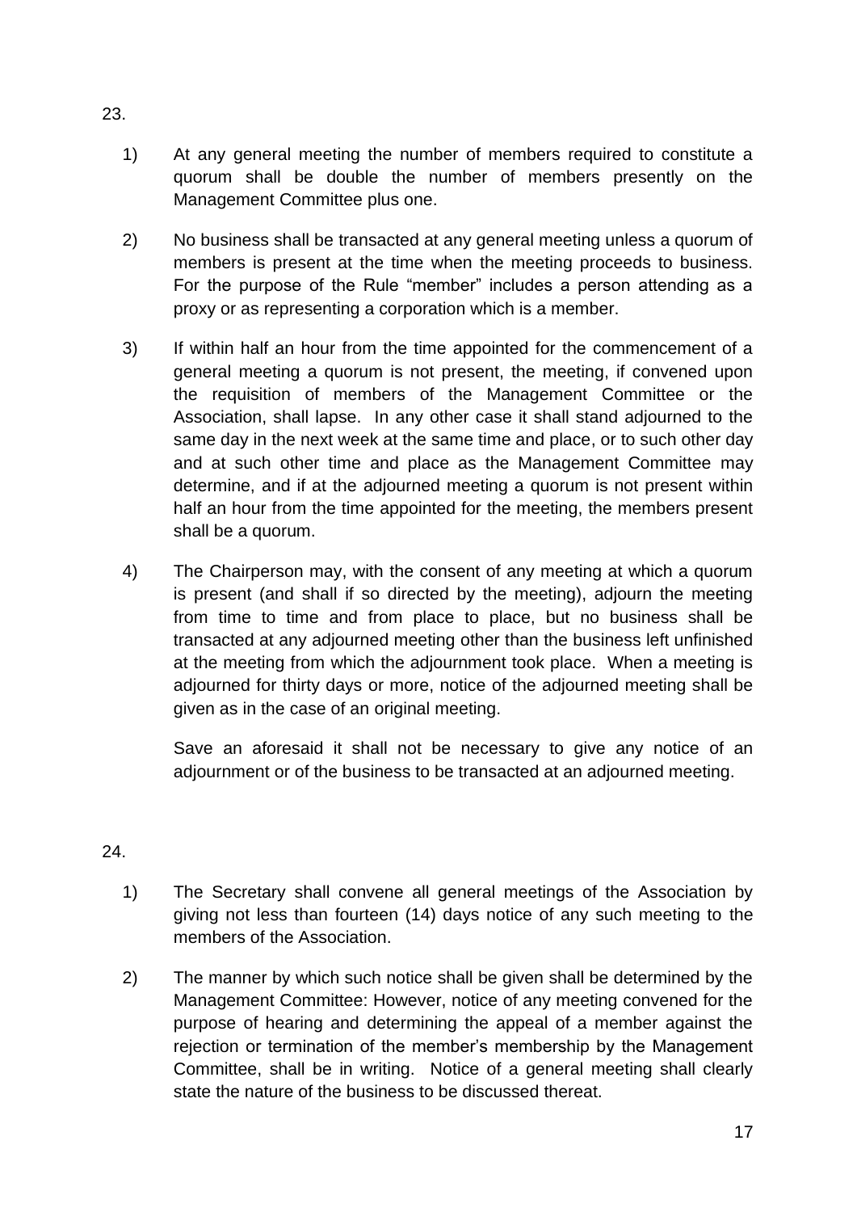23.

1) At any general meeting the number of members required to constitute a quorum shall be double the number of members presently on the Management Committee plus one.

2) No business shall be transacted at any general meeting unless a quorum of members is present at the time when the meeting proceeds to business. For the purpose of the Rule “member” includes a person attending as a proxy or as representing a corporation which is a member.

3) If within half an hour from the time appointed for the commencement of a general meeting a quorum is not present, the meeting, if convened upon the requisition of members of the Management Committee or the Association, shall lapse. In any other case it shall stand adjourned to the same day in the next week at the same time and place, or to such other day and at such other time and place as the Management Committee may determine, and if at the adjourned meeting a quorum is not present within half an hour from the time appointed for the meeting, the members present shall be a quorum.

4) The Chairperson may, with the consent of any meeting at which a quorum is present (and shall if so directed by the meeting), adjourn the meeting from time to time and from place to place, but no business shall be transacted at any adjourned meeting other than the business left unfinished at the meeting from which the adjournment took place. When a meeting is adjourned for thirty days or more, notice of the adjourned meeting shall be given as in the case of an original meeting.

   Save an aforesaid it shall not be necessary to give any notice of an adjournment or of the business to be transacted at an adjourned meeting.

24.

1) The Secretary shall convene all general meetings of the Association by giving not less than fourteen (14) days notice of any such meeting to the members of the Association.

2) The manner by which such notice shall be given shall be determined by the Management Committee: However, notice of any meeting convened for the purpose of hearing and determining the appeal of a member against the rejection or termination of the member’s membership by the Management Committee, shall be in writing. Notice of a general meeting shall clearly state the nature of the business to be discussed thereat.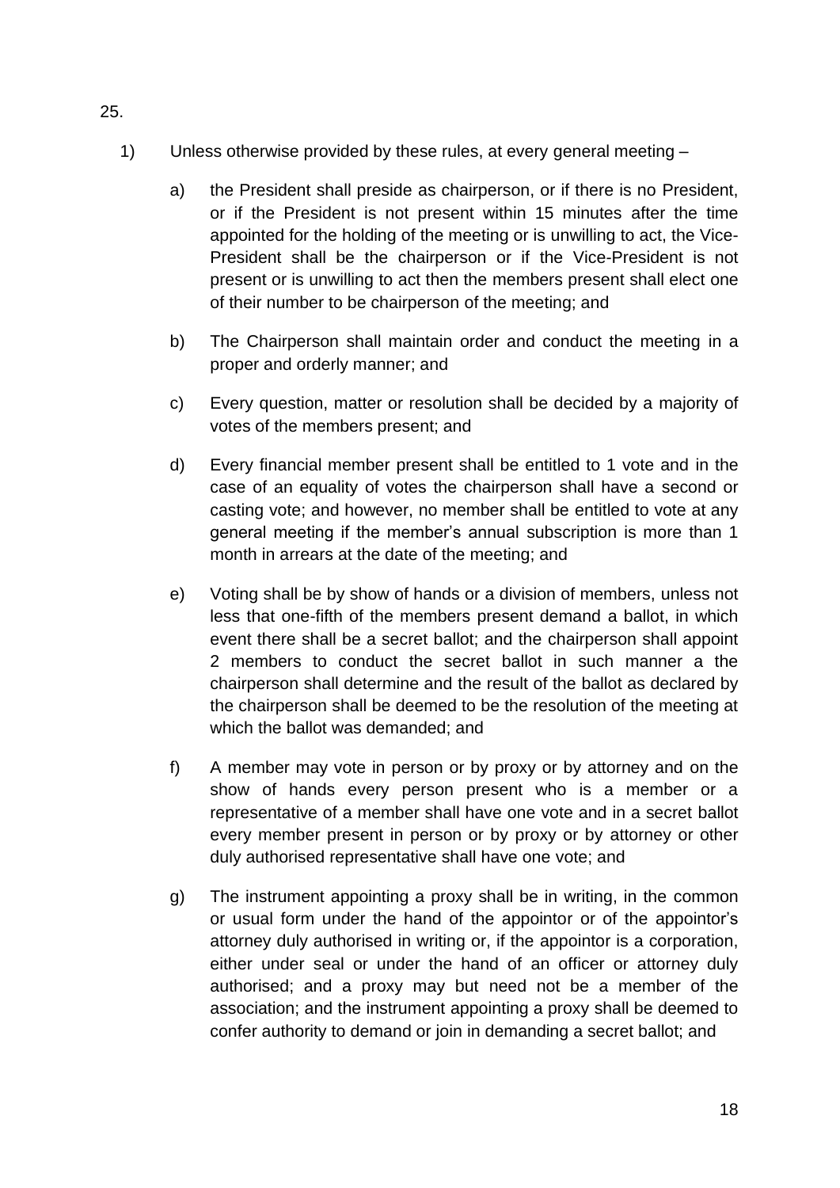25.

1) Unless otherwise provided by these rules, at every general meeting –

   a) the President shall preside as chairperson, or if there is no President, or if the President is not present within 15 minutes after the time appointed for the holding of the meeting or is unwilling to act, the Vice-President shall be the chairperson or if the Vice-President is not present or is unwilling to act then the members present shall elect one of their number to be chairperson of the meeting; and

   b) The Chairperson shall maintain order and conduct the meeting in a proper and orderly manner; and

   c) Every question, matter or resolution shall be decided by a majority of votes of the members present; and

   d) Every financial member present shall be entitled to 1 vote and in the case of an equality of votes the chairperson shall have a second or casting vote; and however, no member shall be entitled to vote at any general meeting if the member's annual subscription is more than 1 month in arrears at the date of the meeting; and

   e) Voting shall be by show of hands or a division of members, unless not less that one-fifth of the members present demand a ballot, in which event there shall be a secret ballot; and the chairperson shall appoint 2 members to conduct the secret ballot in such manner a the chairperson shall determine and the result of the ballot as declared by the chairperson shall be deemed to be the resolution of the meeting at which the ballot was demanded; and

   f) A member may vote in person or by proxy or by attorney and on the show of hands every person present who is a member or a representative of a member shall have one vote and in a secret ballot every member present in person or by proxy or by attorney or other duly authorised representative shall have one vote; and

   g) The instrument appointing a proxy shall be in writing, in the common or usual form under the hand of the appointor or of the appointor's attorney duly authorised in writing or, if the appointor is a corporation, either under seal or under the hand of an officer or attorney duly authorised; and a proxy may but need not be a member of the association; and the instrument appointing a proxy shall be deemed to confer authority to demand or join in demanding a secret ballot; and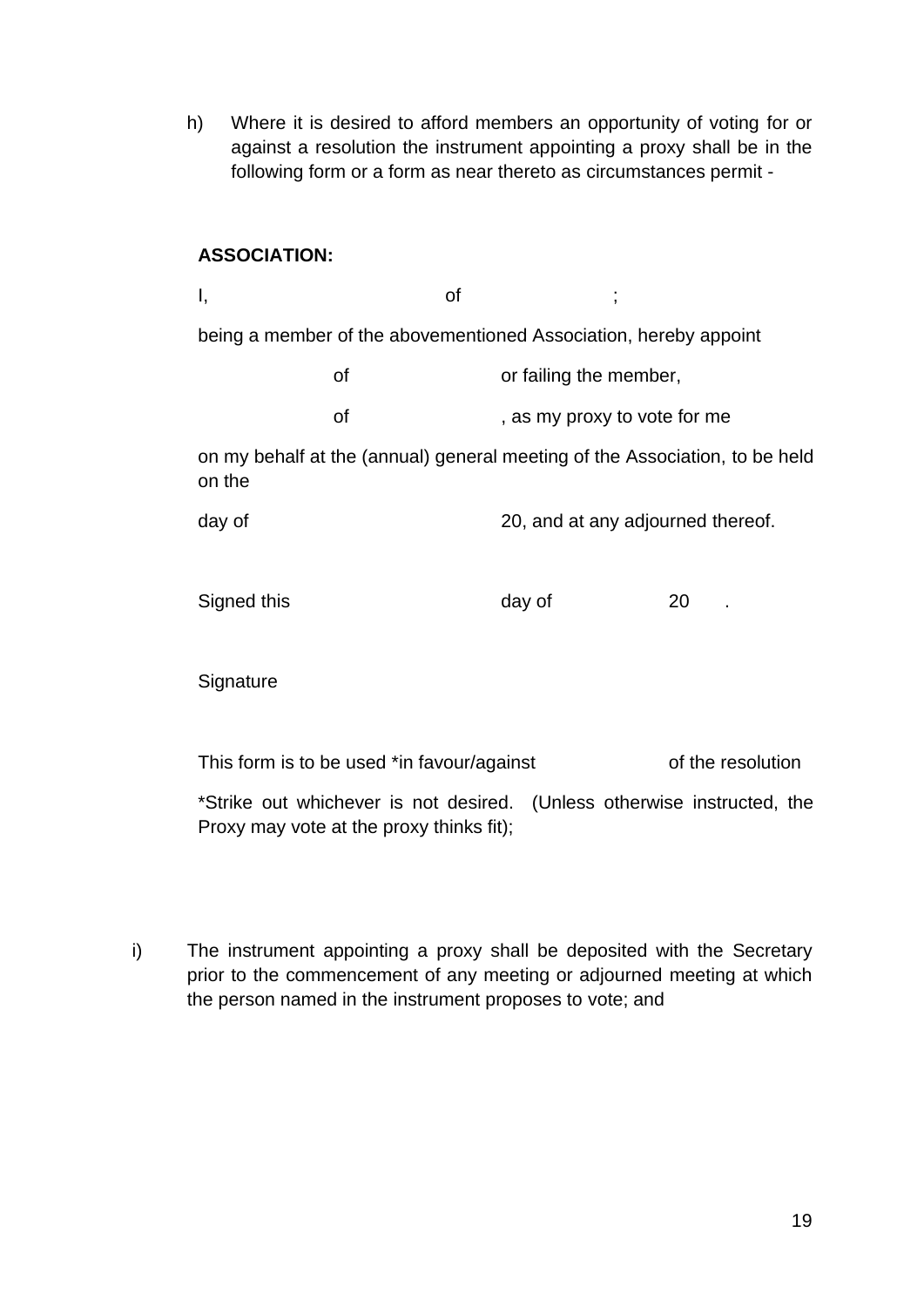h) Where it is desired to afford members an opportunity of voting for or against a resolution the instrument appointing a proxy shall be in the following form or a form as near thereto as circumstances permit -

**ASSOCIATION:**

I, of ;

being a member of the abovementioned Association, hereby appoint

of or failing the member,

of , as my proxy to vote for me

on my behalf at the (annual) general meeting of the Association, to be held on the

day of 20, and at any adjourned thereof.

Signed this day of 20 .

Signature

This form is to be used *in favour/against of the resolution

*Strike out whichever is not desired. (Unless otherwise instructed, the Proxy may vote at the proxy thinks fit);

i) The instrument appointing a proxy shall be deposited with the Secretary prior to the commencement of any meeting or adjourned meeting at which the person named in the instrument proposes to vote; and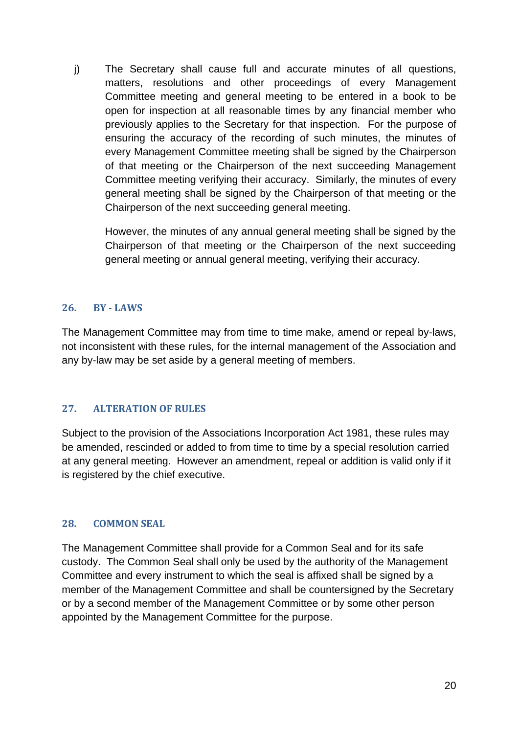j) The Secretary shall cause full and accurate minutes of all questions, matters, resolutions and other proceedings of every Management Committee meeting and general meeting to be entered in a book to be open for inspection at all reasonable times by any financial member who previously applies to the Secretary for that inspection. For the purpose of ensuring the accuracy of the recording of such minutes, the minutes of every Management Committee meeting shall be signed by the Chairperson of that meeting or the Chairperson of the next succeeding Management Committee meeting verifying their accuracy. Similarly, the minutes of every general meeting shall be signed by the Chairperson of that meeting or the Chairperson of the next succeeding general meeting.

   However, the minutes of any annual general meeting shall be signed by the Chairperson of that meeting or the Chairperson of the next succeeding general meeting or annual general meeting, verifying their accuracy.

### 26. BY - LAWS

The Management Committee may from time to time make, amend or repeal by-laws, not inconsistent with these rules, for the internal management of the Association and any by-law may be set aside by a general meeting of members.

### 27. ALTERATION OF RULES

Subject to the provision of the Associations Incorporation Act 1981, these rules may be amended, rescinded or added to from time to time by a special resolution carried at any general meeting. However an amendment, repeal or addition is valid only if it is registered by the chief executive.

### 28. COMMON SEAL

The Management Committee shall provide for a Common Seal and for its safe custody. The Common Seal shall only be used by the authority of the Management Committee and every instrument to which the seal is affixed shall be signed by a member of the Management Committee and shall be countersigned by the Secretary or by a second member of the Management Committee or by some other person appointed by the Management Committee for the purpose.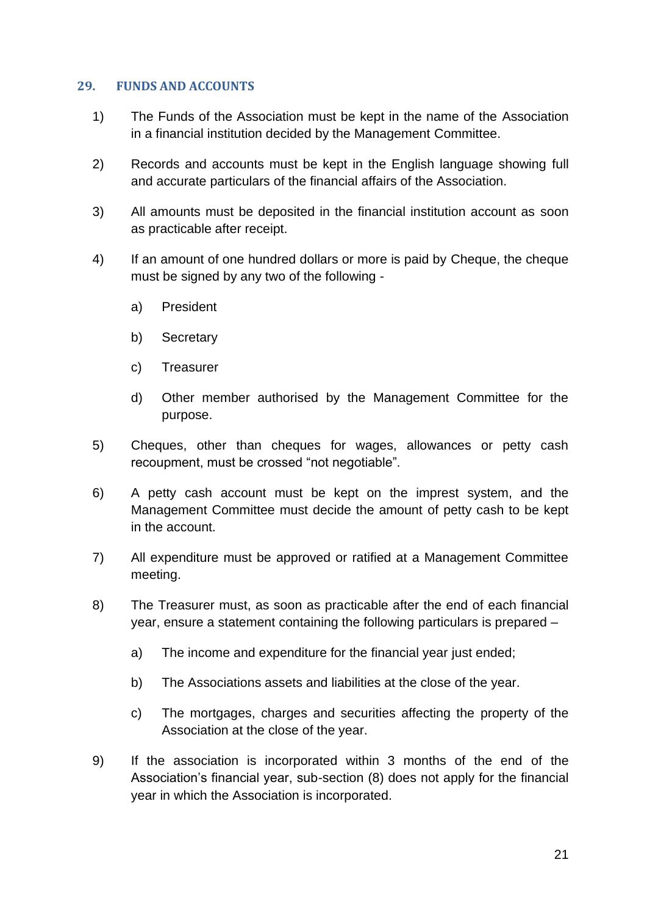## 29. FUNDS AND ACCOUNTS

1) The Funds of the Association must be kept in the name of the Association in a financial institution decided by the Management Committee.

2) Records and accounts must be kept in the English language showing full and accurate particulars of the financial affairs of the Association.

3) All amounts must be deposited in the financial institution account as soon as practicable after receipt.

4) If an amount of one hundred dollars or more is paid by Cheque, the cheque must be signed by any two of the following -

    a) President

    b) Secretary

    c) Treasurer

    d) Other member authorised by the Management Committee for the purpose.

5) Cheques, other than cheques for wages, allowances or petty cash recoupment, must be crossed "not negotiable".

6) A petty cash account must be kept on the imprest system, and the Management Committee must decide the amount of petty cash to be kept in the account.

7) All expenditure must be approved or ratified at a Management Committee meeting.

8) The Treasurer must, as soon as practicable after the end of each financial year, ensure a statement containing the following particulars is prepared –

    a) The income and expenditure for the financial year just ended;

    b) The Associations assets and liabilities at the close of the year.

    c) The mortgages, charges and securities affecting the property of the Association at the close of the year.

9) If the association is incorporated within 3 months of the end of the Association's financial year, sub-section (8) does not apply for the financial year in which the Association is incorporated.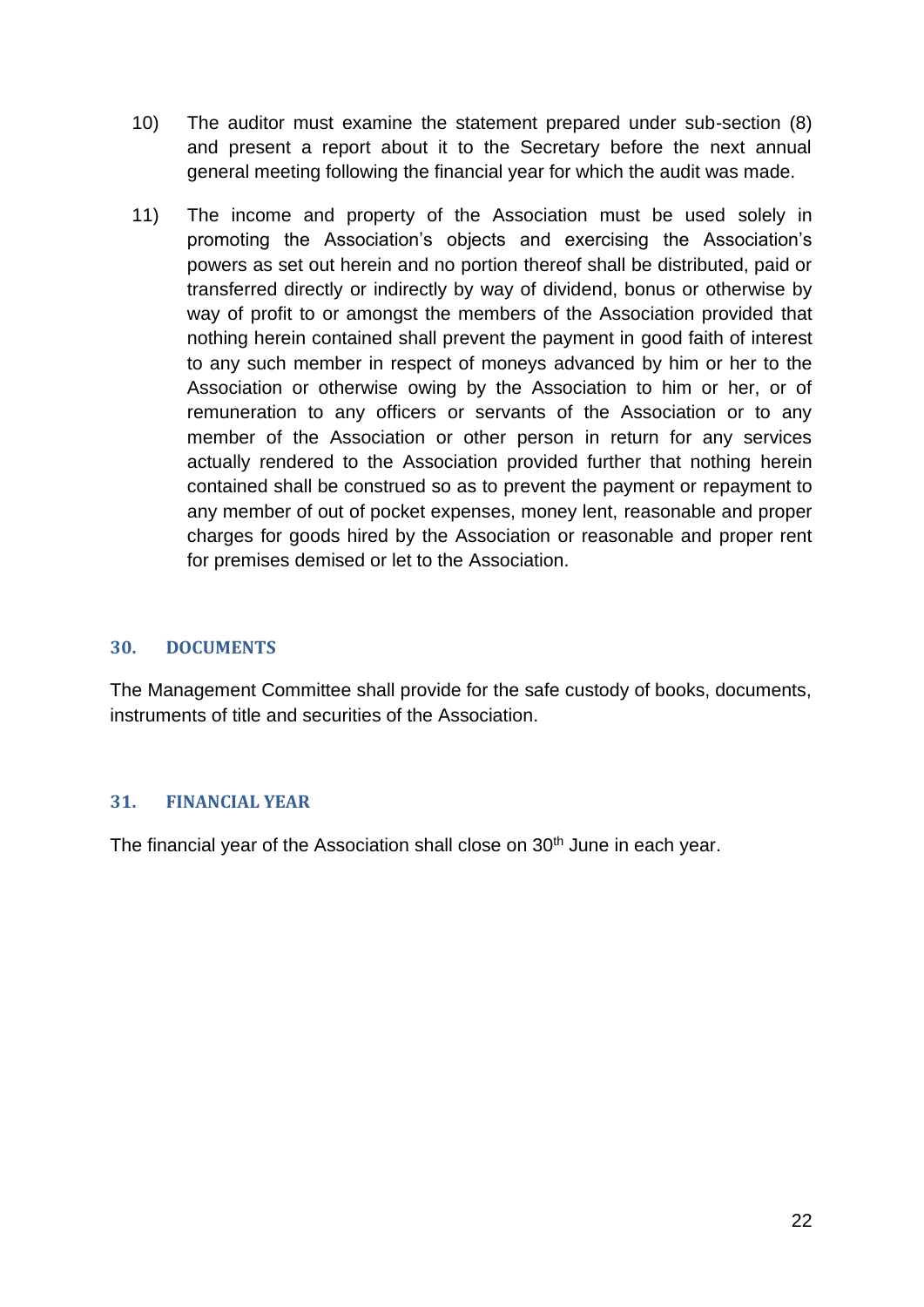10) The auditor must examine the statement prepared under sub-section (8) and present a report about it to the Secretary before the next annual general meeting following the financial year for which the audit was made.

11) The income and property of the Association must be used solely in promoting the Association's objects and exercising the Association's powers as set out herein and no portion thereof shall be distributed, paid or transferred directly or indirectly by way of dividend, bonus or otherwise by way of profit to or amongst the members of the Association provided that nothing herein contained shall prevent the payment in good faith of interest to any such member in respect of moneys advanced by him or her to the Association or otherwise owing by the Association to him or her, or of remuneration to any officers or servants of the Association or to any member of the Association or other person in return for any services actually rendered to the Association provided further that nothing herein contained shall be construed so as to prevent the payment or repayment to any member of out of pocket expenses, money lent, reasonable and proper charges for goods hired by the Association or reasonable and proper rent for premises demised or let to the Association.

## 30. DOCUMENTS

The Management Committee shall provide for the safe custody of books, documents, instruments of title and securities of the Association.

## 31. FINANCIAL YEAR

The financial year of the Association shall close on 30th June in each year.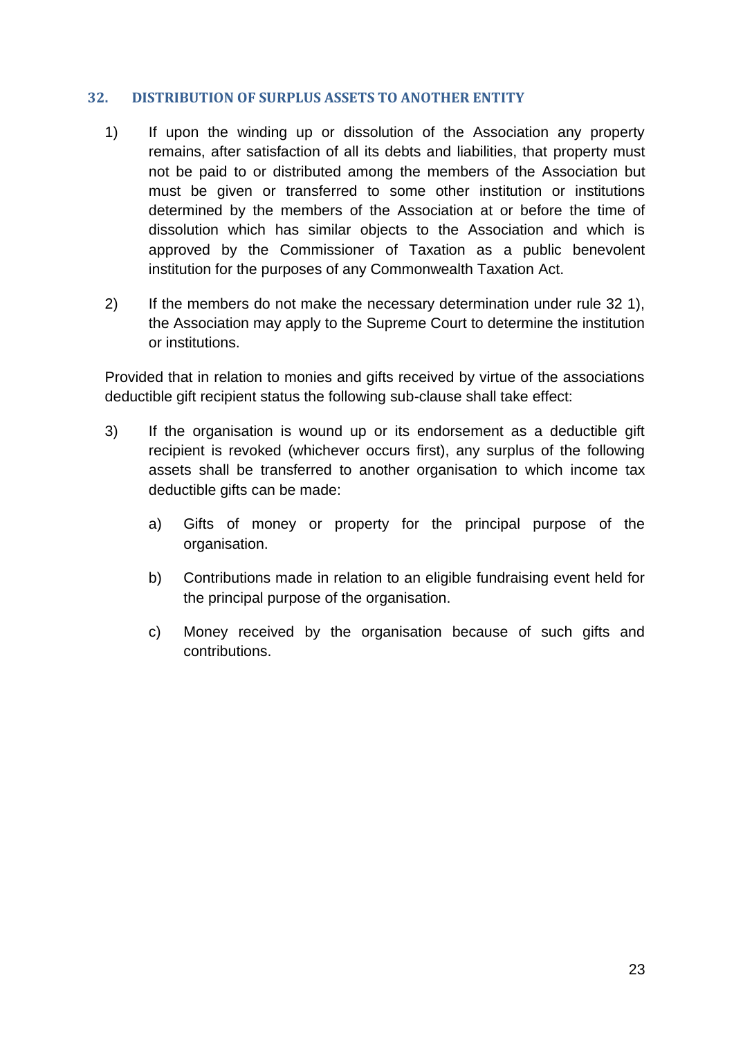## 32. DISTRIBUTION OF SURPLUS ASSETS TO ANOTHER ENTITY

1) If upon the winding up or dissolution of the Association any property remains, after satisfaction of all its debts and liabilities, that property must not be paid to or distributed among the members of the Association but must be given or transferred to some other institution or institutions determined by the members of the Association at or before the time of dissolution which has similar objects to the Association and which is approved by the Commissioner of Taxation as a public benevolent institution for the purposes of any Commonwealth Taxation Act.

2) If the members do not make the necessary determination under rule 32 1), the Association may apply to the Supreme Court to determine the institution or institutions.

Provided that in relation to monies and gifts received by virtue of the associations deductible gift recipient status the following sub-clause shall take effect:

3) If the organisation is wound up or its endorsement as a deductible gift recipient is revoked (whichever occurs first), any surplus of the following assets shall be transferred to another organisation to which income tax deductible gifts can be made:

   a) Gifts of money or property for the principal purpose of the organisation.

   b) Contributions made in relation to an eligible fundraising event held for the principal purpose of the organisation.

   c) Money received by the organisation because of such gifts and contributions.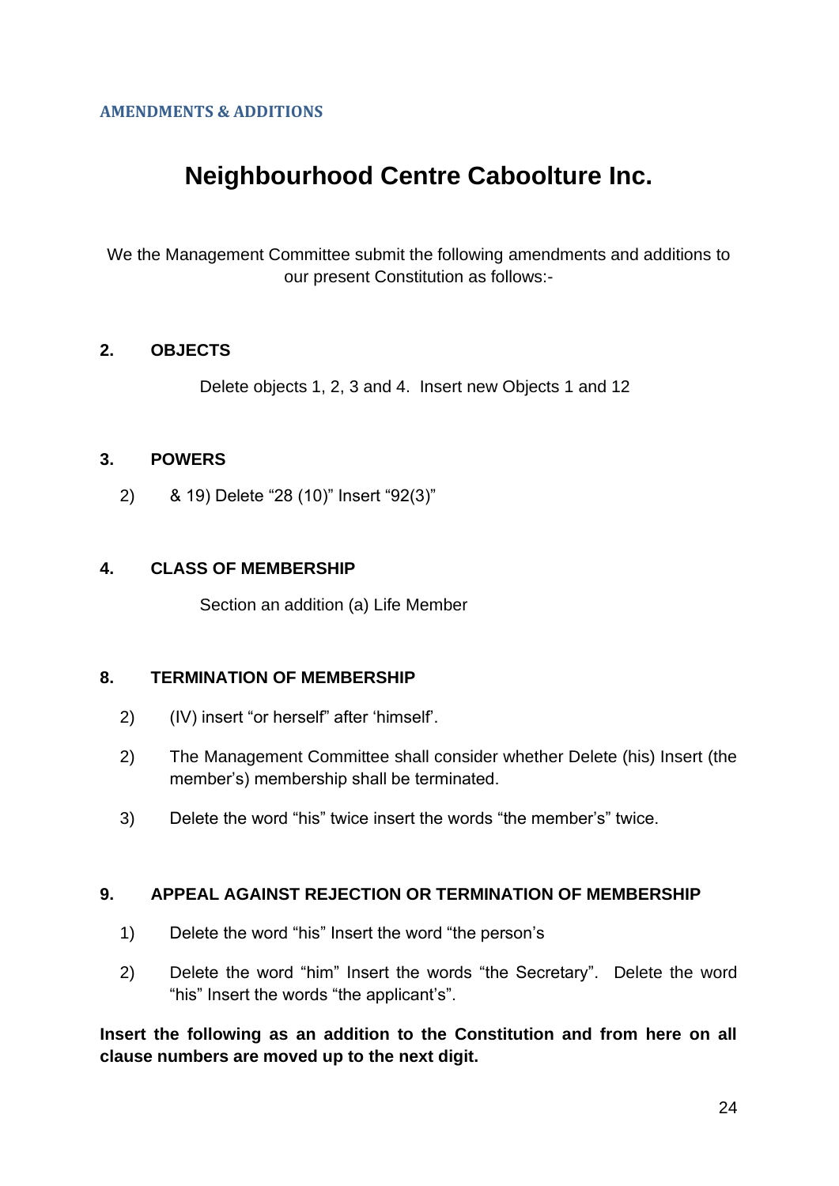**AMENDMENTS & ADDITIONS**

# Neighbourhood Centre Caboolture Inc.

We the Management Committee submit the following amendments and additions to our present Constitution as follows:-

**2. OBJECTS**

Delete objects 1, 2, 3 and 4. Insert new Objects 1 and 12

**3. POWERS**

2) & 19) Delete "28 (10)" Insert "92(3)"

**4. CLASS OF MEMBERSHIP**

Section an addition (a) Life Member

**8. TERMINATION OF MEMBERSHIP**

2) (IV) insert "or herself" after 'himself'.

2) The Management Committee shall consider whether Delete (his) Insert (the member's) membership shall be terminated.

3) Delete the word "his" twice insert the words "the member's" twice.

**9. APPEAL AGAINST REJECTION OR TERMINATION OF MEMBERSHIP**

1) Delete the word "his" Insert the word "the person's

2) Delete the word "him" Insert the words "the Secretary". Delete the word "his" Insert the words "the applicant's".

**Insert the following as an addition to the Constitution and from here on all clause numbers are moved up to the next digit.**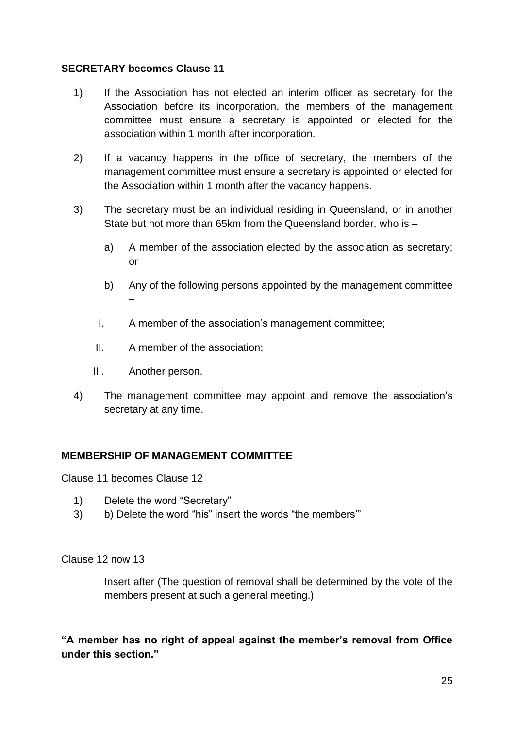**SECRETARY becomes Clause 11**

1) If the Association has not elected an interim officer as secretary for the Association before its incorporation, the members of the management committee must ensure a secretary is appointed or elected for the association within 1 month after incorporation.

2) If a vacancy happens in the office of secretary, the members of the management committee must ensure a secretary is appointed or elected for the Association within 1 month after the vacancy happens.

3) The secretary must be an individual residing in Queensland, or in another State but not more than 65km from the Queensland border, who is –

   a) A member of the association elected by the association as secretary; or

   b) Any of the following persons appointed by the management committee –

      I. A member of the association's management committee;

      II. A member of the association;

      III. Another person.

4) The management committee may appoint and remove the association's secretary at any time.

**MEMBERSHIP OF MANAGEMENT COMMITTEE**

Clause 11 becomes Clause 12

1) Delete the word "Secretary"
3) b) Delete the word "his" insert the words "the members'"

Clause 12 now 13

Insert after (The question of removal shall be determined by the vote of the members present at such a general meeting.)

**"A member has no right of appeal against the member's removal from Office under this section."**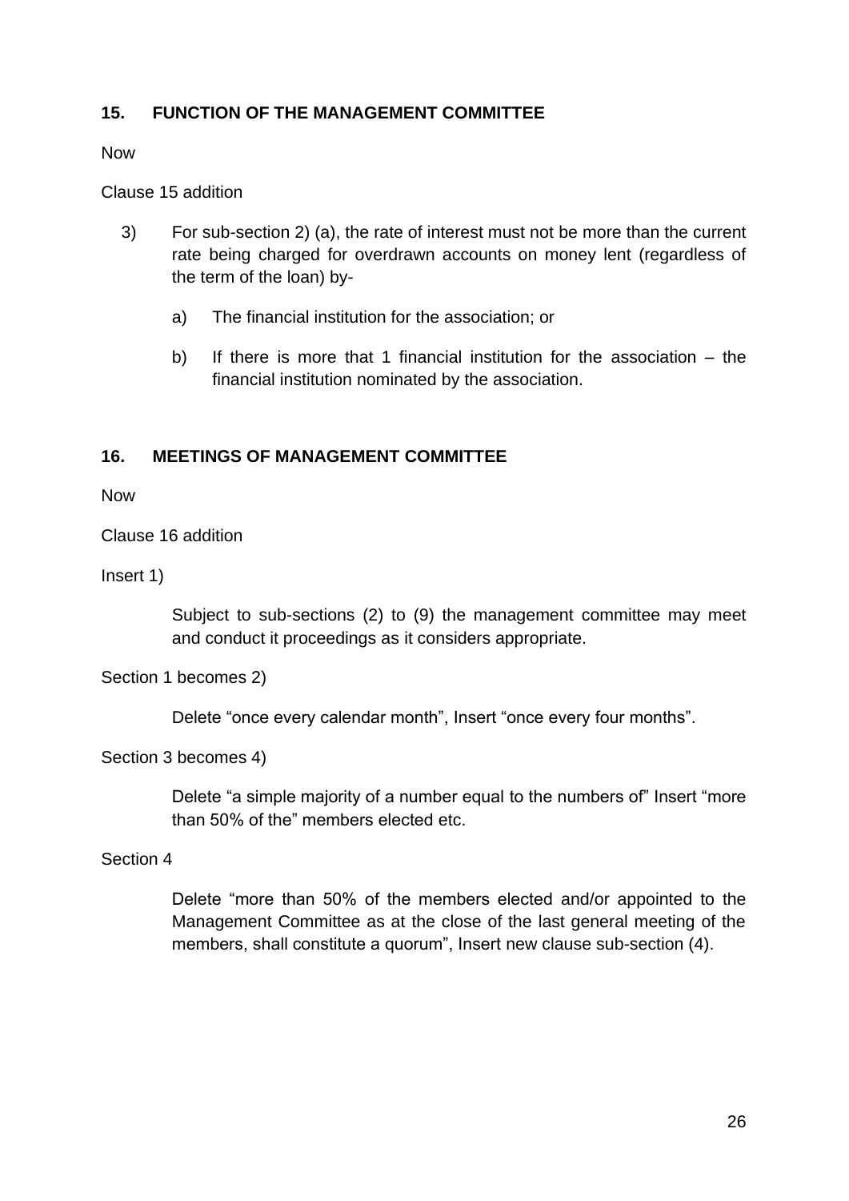## 15. FUNCTION OF THE MANAGEMENT COMMITTEE

Now

Clause 15 addition

3) For sub-section 2) (a), the rate of interest must not be more than the current rate being charged for overdrawn accounts on money lent (regardless of the term of the loan) by-

   a) The financial institution for the association; or

   b) If there is more that 1 financial institution for the association – the financial institution nominated by the association.

## 16. MEETINGS OF MANAGEMENT COMMITTEE

Now

Clause 16 addition

Insert 1)

> Subject to sub-sections (2) to (9) the management committee may meet and conduct it proceedings as it considers appropriate.

Section 1 becomes 2)

> Delete "once every calendar month", Insert "once every four months".

Section 3 becomes 4)

> Delete "a simple majority of a number equal to the numbers of" Insert "more than 50% of the" members elected etc.

Section 4

> Delete "more than 50% of the members elected and/or appointed to the Management Committee as at the close of the last general meeting of the members, shall constitute a quorum", Insert new clause sub-section (4).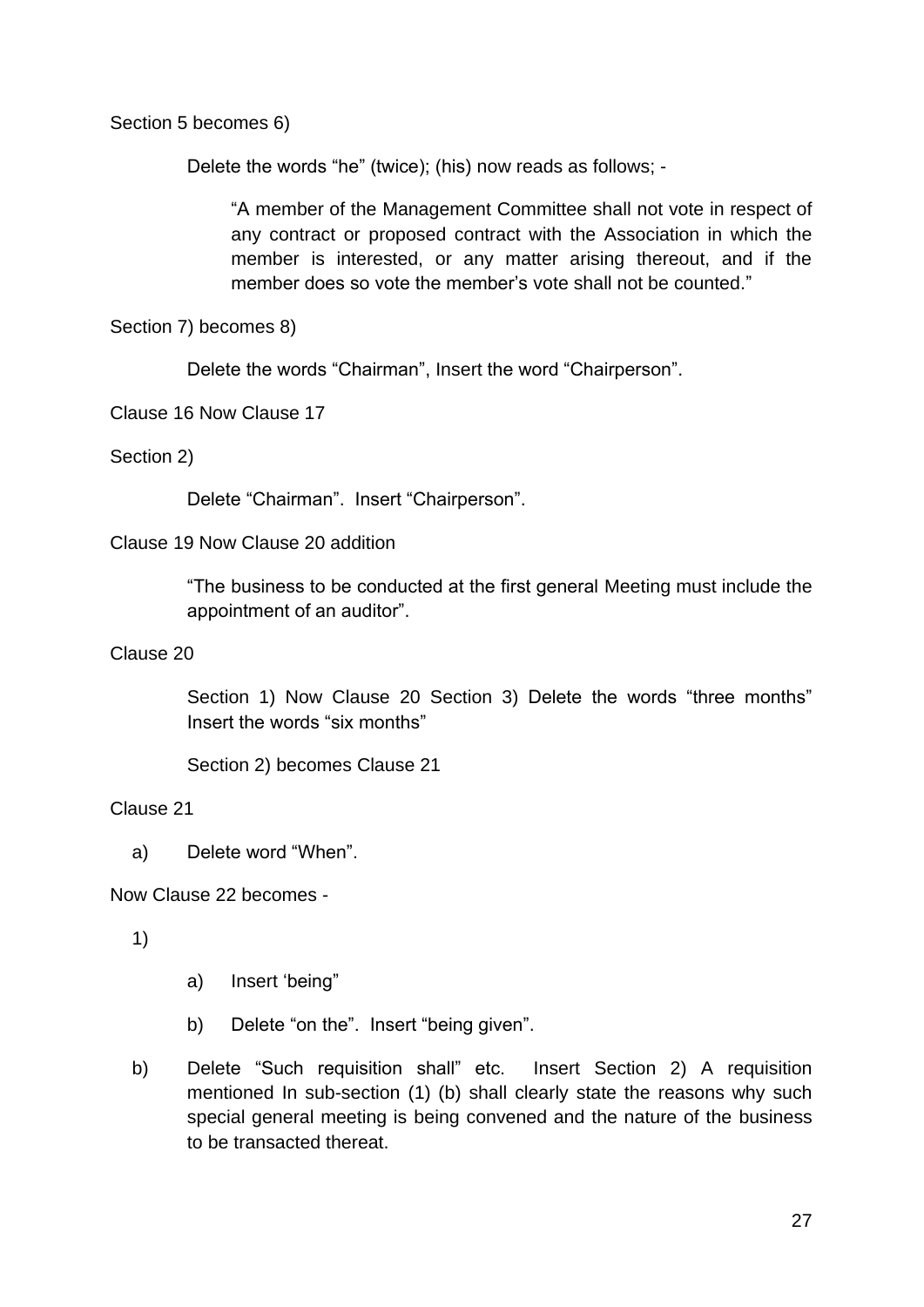Section 5 becomes 6)

Delete the words “he” (twice); (his) now reads as follows; -

> “A member of the Management Committee shall not vote in respect of any contract or proposed contract with the Association in which the member is interested, or any matter arising thereout, and if the member does so vote the member’s vote shall not be counted.”

Section 7) becomes 8)

Delete the words “Chairman”, Insert the word “Chairperson”.

Clause 16 Now Clause 17

Section 2)

Delete “Chairman”. Insert “Chairperson”.

Clause 19 Now Clause 20 addition

“The business to be conducted at the first general Meeting must include the appointment of an auditor”.

Clause 20

Section 1) Now Clause 20 Section 3) Delete the words “three months” Insert the words “six months”

Section 2) becomes Clause 21

Clause 21

a) Delete word “When”.

Now Clause 22 becomes -

1)

  a) Insert ‘being”

  b) Delete “on the”. Insert “being given”.

b) Delete “Such requisition shall” etc. Insert Section 2) A requisition mentioned In sub-section (1) (b) shall clearly state the reasons why such special general meeting is being convened and the nature of the business to be transacted thereat.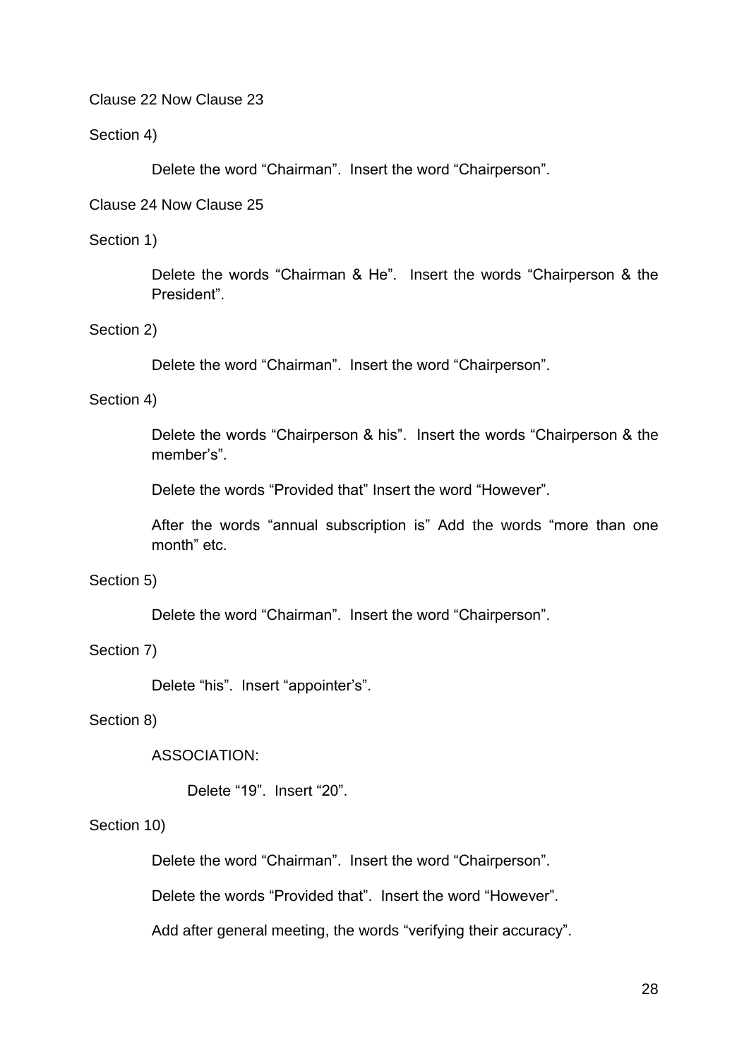Clause 22 Now Clause 23

Section 4)

Delete the word “Chairman”. Insert the word “Chairperson”.

Clause 24 Now Clause 25

Section 1)

Delete the words “Chairman & He”. Insert the words “Chairperson & the President”.

Section 2)

Delete the word “Chairman”. Insert the word “Chairperson”.

Section 4)

Delete the words “Chairperson & his”. Insert the words “Chairperson & the member’s”.

Delete the words “Provided that” Insert the word “However”.

After the words “annual subscription is” Add the words “more than one month” etc.

Section 5)

Delete the word “Chairman”. Insert the word “Chairperson”.

Section 7)

Delete “his”. Insert “appointer’s”.

Section 8)

ASSOCIATION:

Delete “19”. Insert “20”.

Section 10)

Delete the word “Chairman”. Insert the word “Chairperson”.

Delete the words “Provided that”. Insert the word “However”.

Add after general meeting, the words “verifying their accuracy”.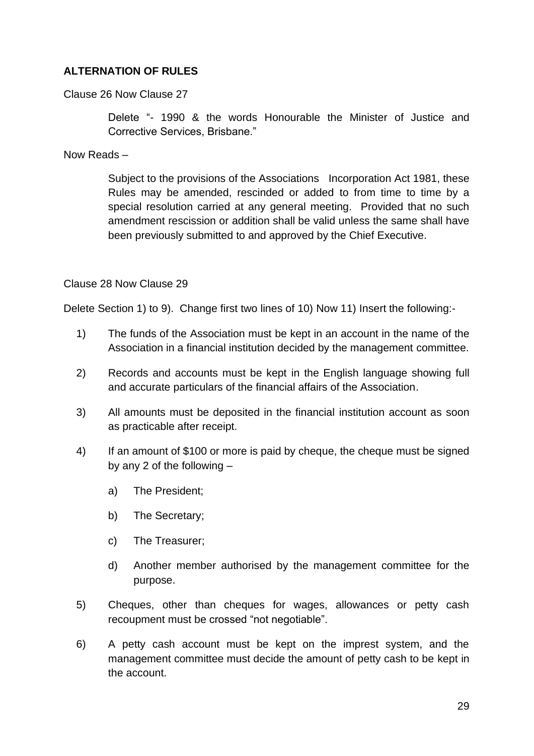**ALTERNATION OF RULES**

Clause 26 Now Clause 27

> Delete "- 1990 & the words Honourable the Minister of Justice and Corrective Services, Brisbane."

Now Reads –

> Subject to the provisions of the Associations Incorporation Act 1981, these Rules may be amended, rescinded or added to from time to time by a special resolution carried at any general meeting. Provided that no such amendment rescission or addition shall be valid unless the same shall have been previously submitted to and approved by the Chief Executive.

Clause 28 Now Clause 29

Delete Section 1) to 9). Change first two lines of 10) Now 11) Insert the following:-

1) The funds of the Association must be kept in an account in the name of the Association in a financial institution decided by the management committee.
2) Records and accounts must be kept in the English language showing full and accurate particulars of the financial affairs of the Association.
3) All amounts must be deposited in the financial institution account as soon as practicable after receipt.
4) If an amount of $100 or more is paid by cheque, the cheque must be signed by any 2 of the following –
   a) The President;
   b) The Secretary;
   c) The Treasurer;
   d) Another member authorised by the management committee for the purpose.
5) Cheques, other than cheques for wages, allowances or petty cash recoupment must be crossed "not negotiable".
6) A petty cash account must be kept on the imprest system, and the management committee must decide the amount of petty cash to be kept in the account.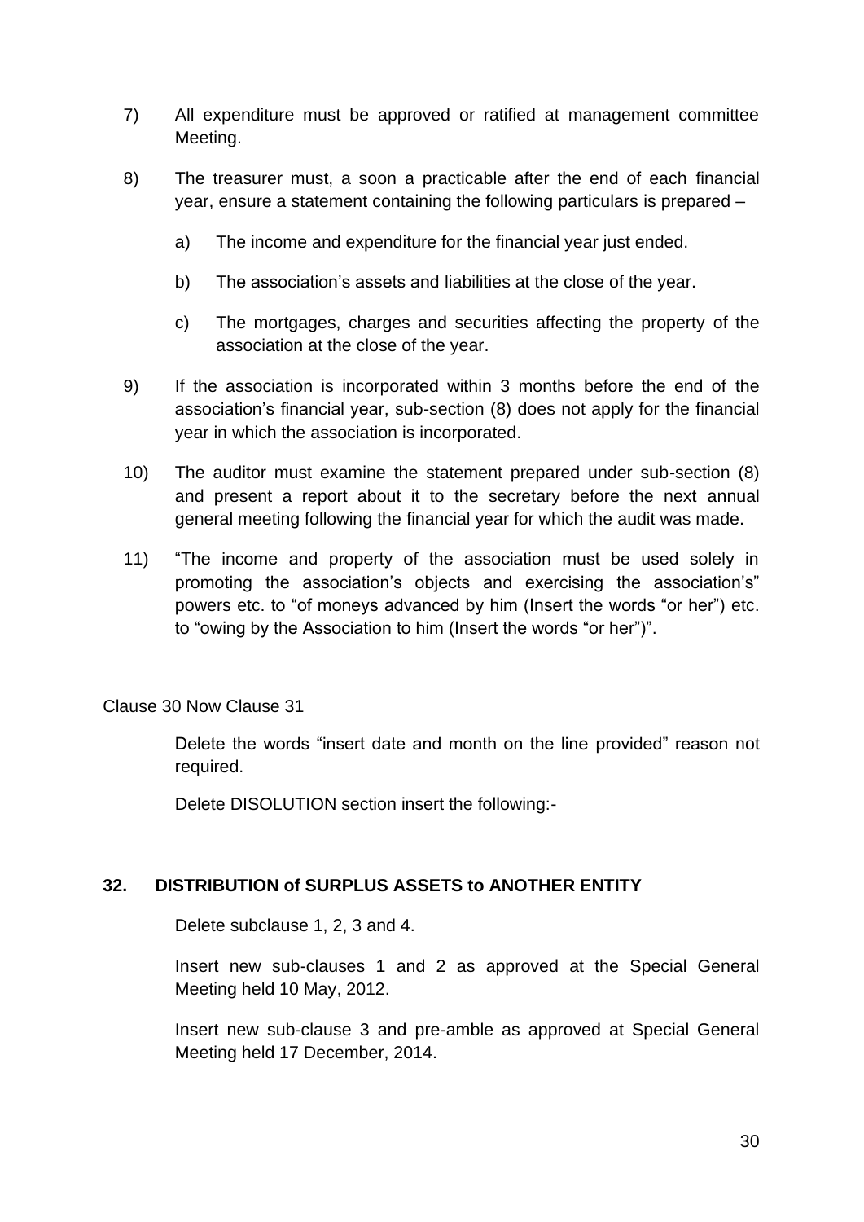7) All expenditure must be approved or ratified at management committee Meeting.

8) The treasurer must, a soon a practicable after the end of each financial year, ensure a statement containing the following particulars is prepared –

   a) The income and expenditure for the financial year just ended.

   b) The association's assets and liabilities at the close of the year.

   c) The mortgages, charges and securities affecting the property of the association at the close of the year.

9) If the association is incorporated within 3 months before the end of the association's financial year, sub-section (8) does not apply for the financial year in which the association is incorporated.

10) The auditor must examine the statement prepared under sub-section (8) and present a report about it to the secretary before the next annual general meeting following the financial year for which the audit was made.

11) "The income and property of the association must be used solely in promoting the association's objects and exercising the association's" powers etc. to "of moneys advanced by him (Insert the words "or her") etc. to "owing by the Association to him (Insert the words "or her")".

Clause 30 Now Clause 31

Delete the words "insert date and month on the line provided" reason not required.

Delete DISOLUTION section insert the following:-

**32. DISTRIBUTION of SURPLUS ASSETS to ANOTHER ENTITY**

Delete subclause 1, 2, 3 and 4.

Insert new sub-clauses 1 and 2 as approved at the Special General Meeting held 10 May, 2012.

Insert new sub-clause 3 and pre-amble as approved at Special General Meeting held 17 December, 2014.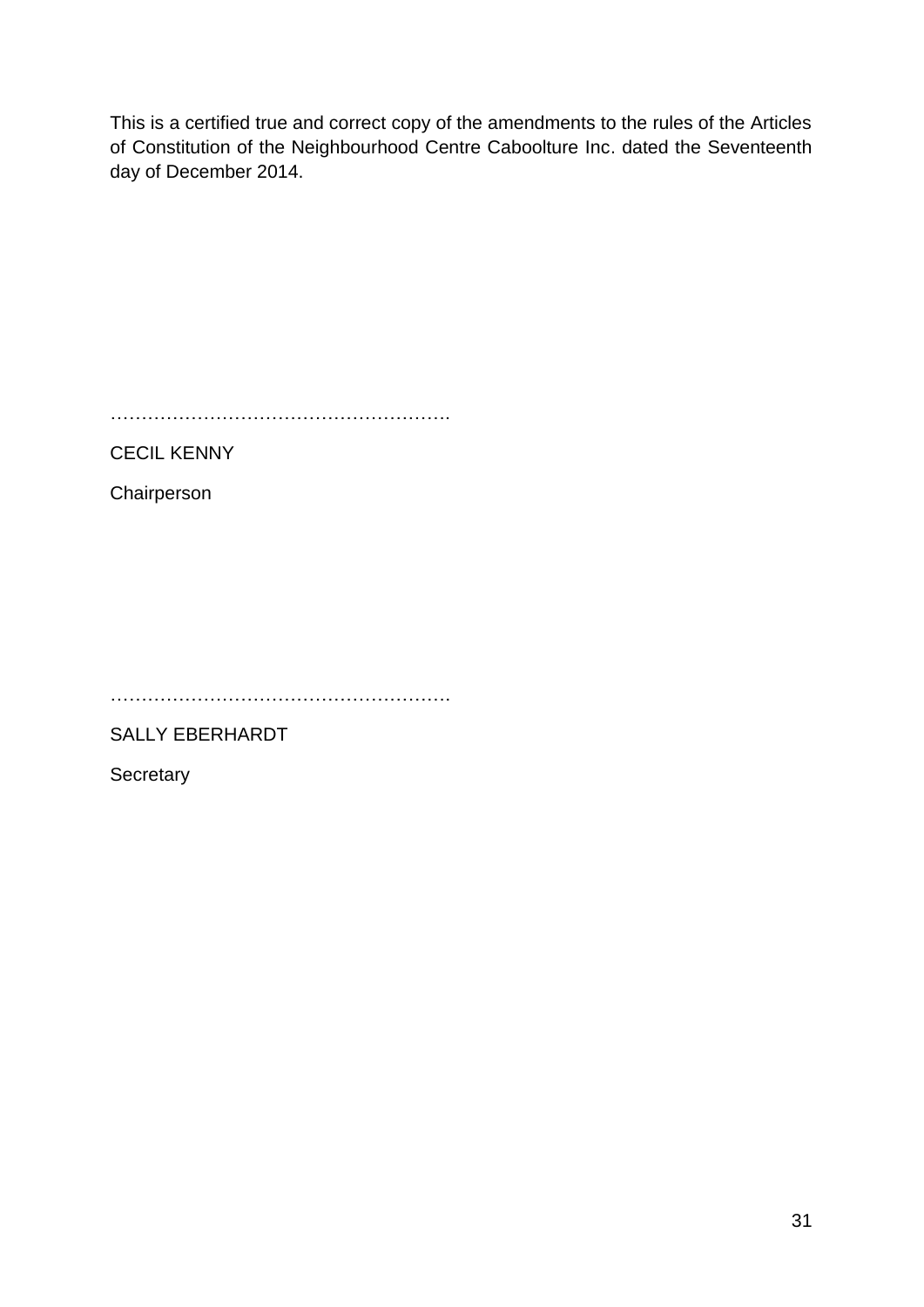This is a certified true and correct copy of the amendments to the rules of the Articles of Constitution of the Neighbourhood Centre Caboolture Inc. dated the Seventeenth day of December 2014.

……………………………………………….

CECIL KENNY

Chairperson

……………………………………………….

SALLY EBERHARDT

Secretary